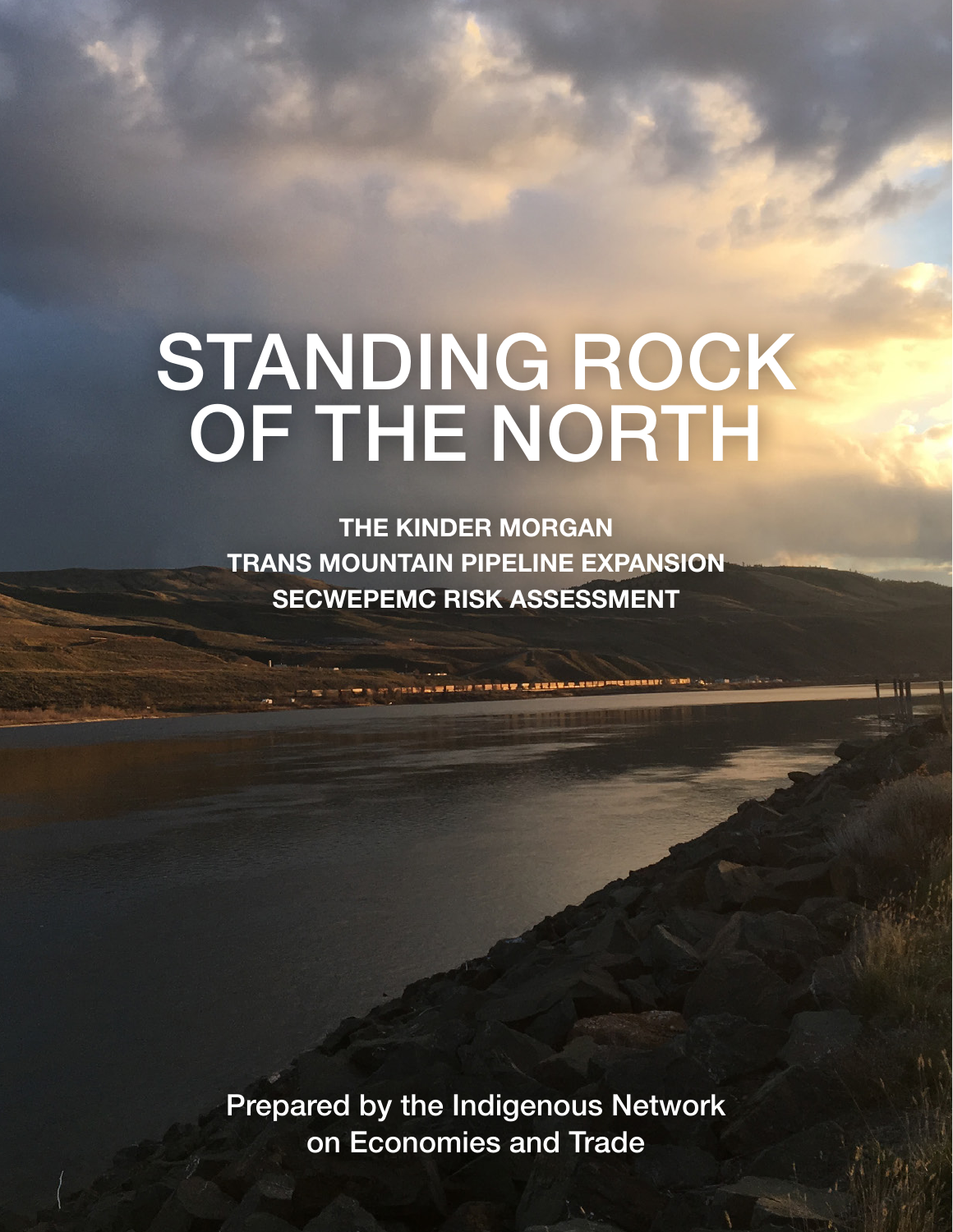# STANDING ROCK OF THE NORTH

**THE KINDER MORGAN TRANS MOUNTAIN PIPELINE EXPANSION SECWEPEMC RISK ASSESSMENT**

Prepared by the Indigenous Network on Economies and Trade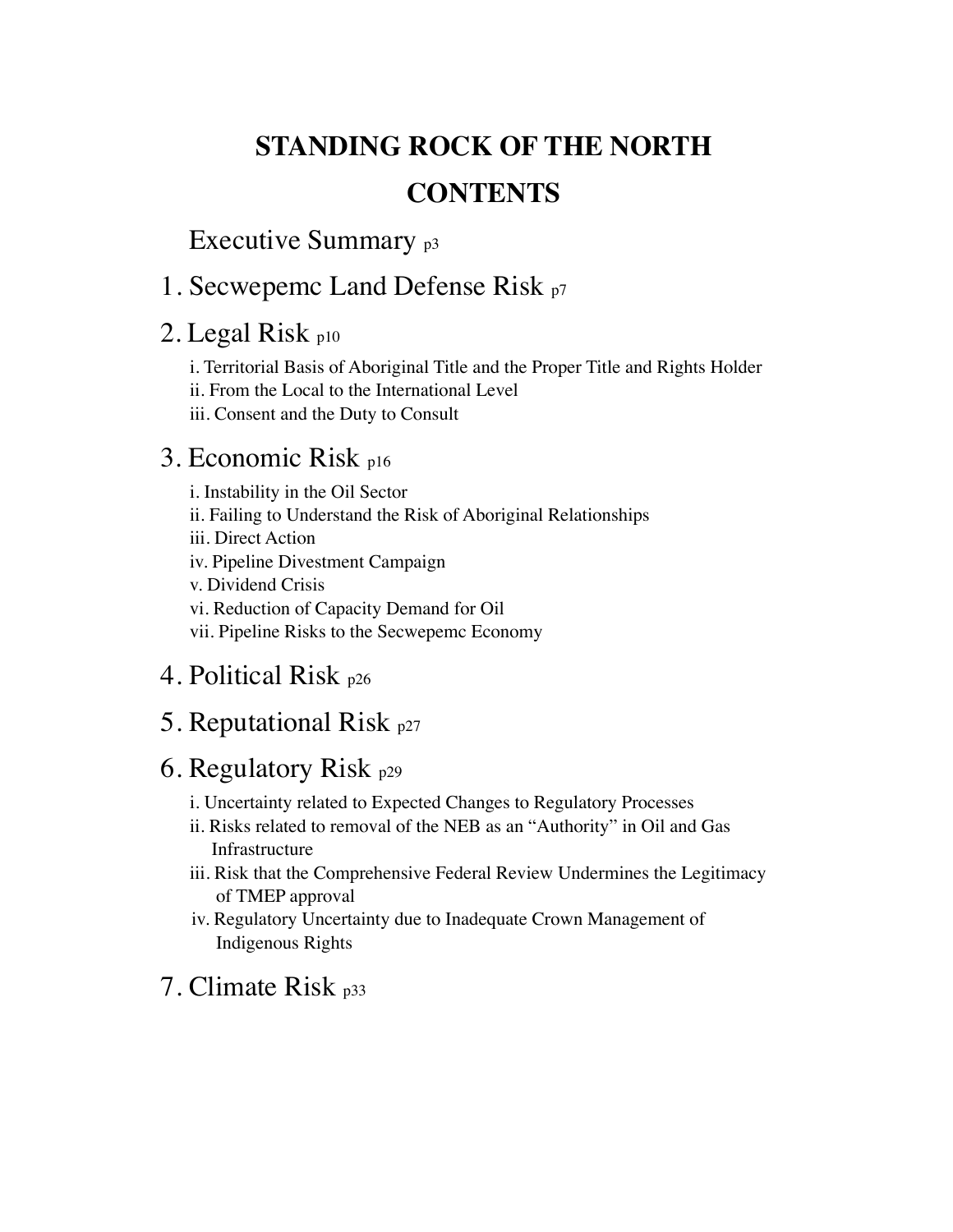# STANDING ROCK OF THE NORTH

# CONTENTS

Executive Summary p3

1. Secwepemc Land Defense Risk p7

2. Legal Risk p10

   i. Territorial Basis of Aboriginal Title and the Proper Title and Rights Holder
   ii. From the Local to the International Level
   iii. Consent and the Duty to Consult

3. Economic Risk p16

   i. Instability in the Oil Sector
   ii. Failing to Understand the Risk of Aboriginal Relationships
   iii. Direct Action
   iv. Pipeline Divestment Campaign
   v. Dividend Crisis
   vi. Reduction of Capacity Demand for Oil
   vii. Pipeline Risks to the Secwepemc Economy

4. Political Risk p26

5. Reputational Risk p27

6. Regulatory Risk p29

   i. Uncertainty related to Expected Changes to Regulatory Processes
   ii. Risks related to removal of the NEB as an "Authority" in Oil and Gas Infrastructure
   iii. Risk that the Comprehensive Federal Review Undermines the Legitimacy of TMEP approval
   iv. Regulatory Uncertainty due to Inadequate Crown Management of Indigenous Rights

7. Climate Risk p33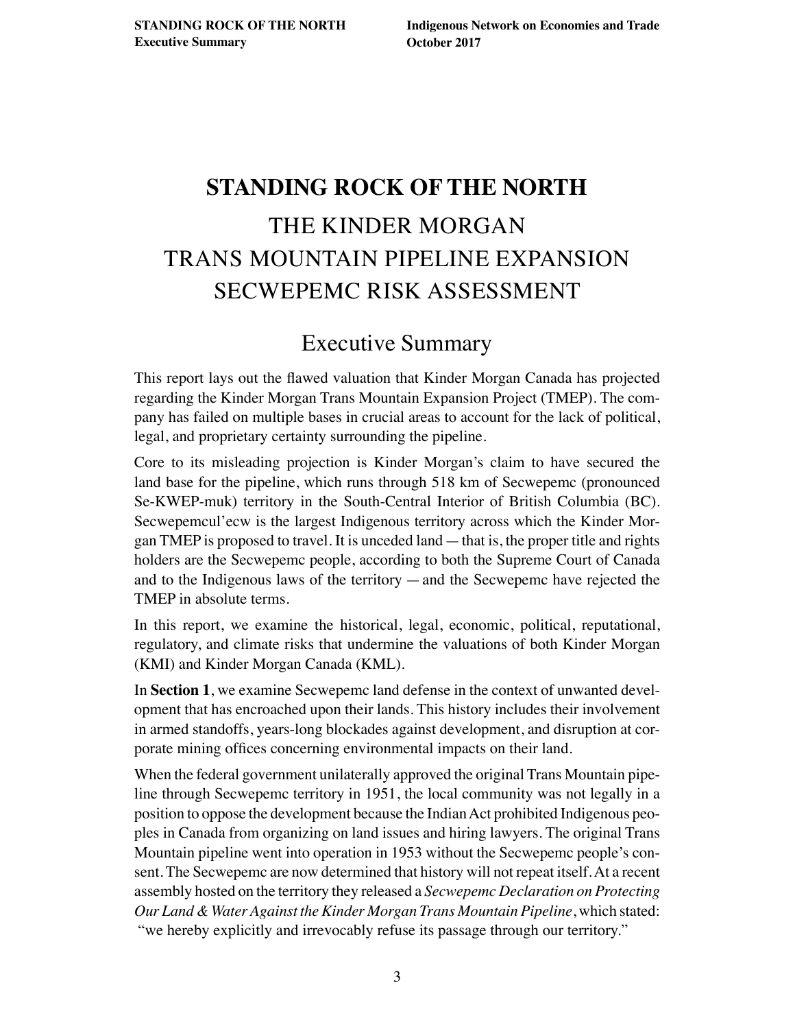# STANDING ROCK OF THE NORTH

## THE KINDER MORGAN TRANS MOUNTAIN PIPELINE EXPANSION SECWEPEMC RISK ASSESSMENT

## Executive Summary

This report lays out the flawed valuation that Kinder Morgan Canada has projected regarding the Kinder Morgan Trans Mountain Expansion Project (TMEP). The company has failed on multiple bases in crucial areas to account for the lack of political, legal, and proprietary certainty surrounding the pipeline.

Core to its misleading projection is Kinder Morgan's claim to have secured the land base for the pipeline, which runs through 518 km of Secwepemc (pronounced Se-KWEP-muk) territory in the South-Central Interior of British Columbia (BC). Secwepemcul'ecw is the largest Indigenous territory across which the Kinder Morgan TMEP is proposed to travel. It is unceded land — that is, the proper title and rights holders are the Secwepemc people, according to both the Supreme Court of Canada and to the Indigenous laws of the territory — and the Secwepemc have rejected the TMEP in absolute terms.

In this report, we examine the historical, legal, economic, political, reputational, regulatory, and climate risks that undermine the valuations of both Kinder Morgan (KMI) and Kinder Morgan Canada (KML).

In **Section 1**, we examine Secwepemc land defense in the context of unwanted development that has encroached upon their lands. This history includes their involvement in armed standoffs, years-long blockades against development, and disruption at corporate mining offices concerning environmental impacts on their land.

When the federal government unilaterally approved the original Trans Mountain pipeline through Secwepemc territory in 1951, the local community was not legally in a position to oppose the development because the Indian Act prohibited Indigenous peoples in Canada from organizing on land issues and hiring lawyers. The original Trans Mountain pipeline went into operation in 1953 without the Secwepemc people's consent. The Secwepemc are now determined that history will not repeat itself. At a recent assembly hosted on the territory they released a *Secwepemc Declaration on Protecting Our Land & Water Against the Kinder Morgan Trans Mountain Pipeline*, which stated: "we hereby explicitly and irrevocably refuse its passage through our territory."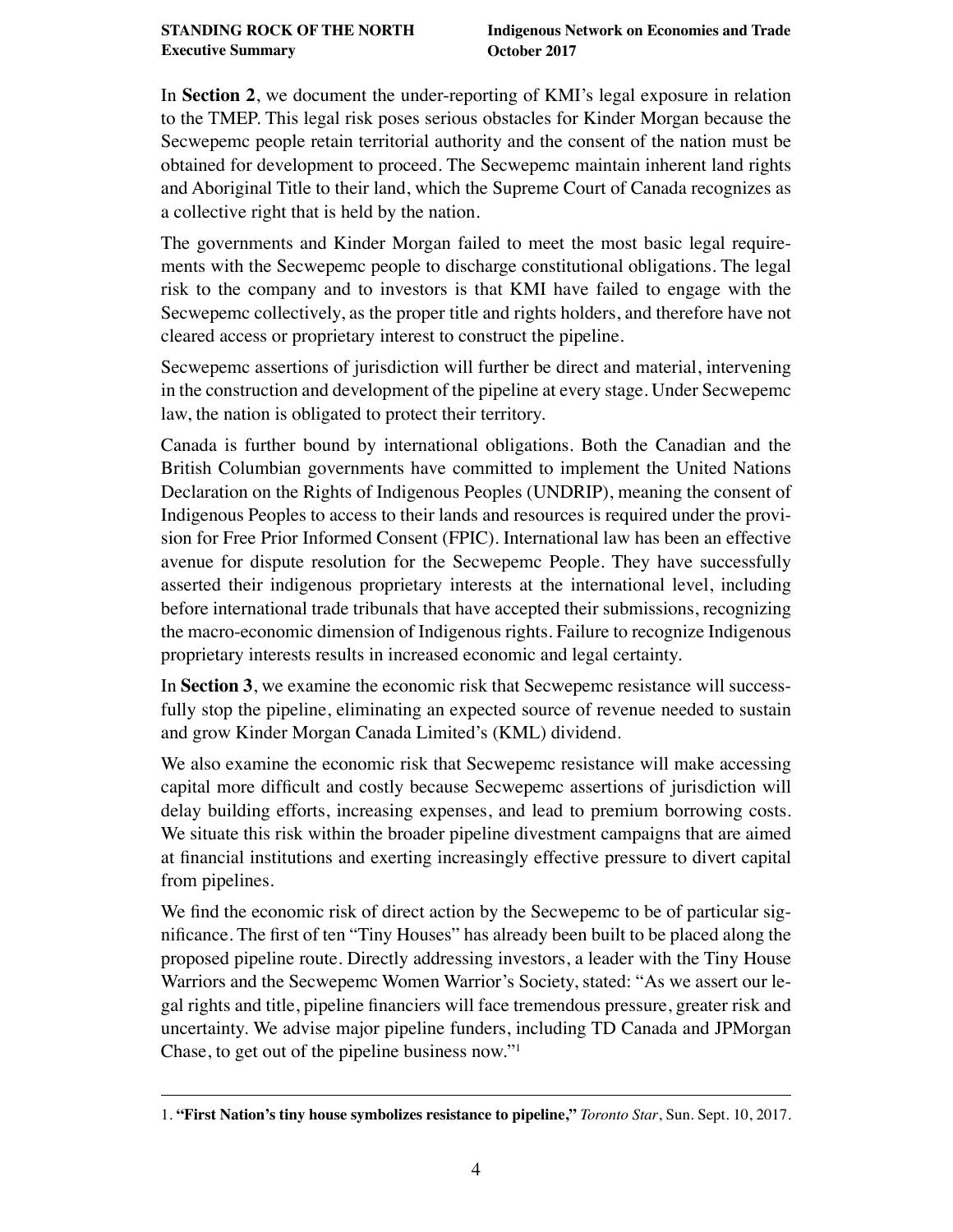In **Section 2**, we document the under-reporting of KMI's legal exposure in relation to the TMEP. This legal risk poses serious obstacles for Kinder Morgan because the Secwepemc people retain territorial authority and the consent of the nation must be obtained for development to proceed. The Secwepemc maintain inherent land rights and Aboriginal Title to their land, which the Supreme Court of Canada recognizes as a collective right that is held by the nation.

The governments and Kinder Morgan failed to meet the most basic legal requirements with the Secwepemc people to discharge constitutional obligations. The legal risk to the company and to investors is that KMI have failed to engage with the Secwepemc collectively, as the proper title and rights holders, and therefore have not cleared access or proprietary interest to construct the pipeline.

Secwepemc assertions of jurisdiction will further be direct and material, intervening in the construction and development of the pipeline at every stage. Under Secwepemc law, the nation is obligated to protect their territory.

Canada is further bound by international obligations. Both the Canadian and the British Columbian governments have committed to implement the United Nations Declaration on the Rights of Indigenous Peoples (UNDRIP), meaning the consent of Indigenous Peoples to access to their lands and resources is required under the provision for Free Prior Informed Consent (FPIC). International law has been an effective avenue for dispute resolution for the Secwepemc People. They have successfully asserted their indigenous proprietary interests at the international level, including before international trade tribunals that have accepted their submissions, recognizing the macro-economic dimension of Indigenous rights. Failure to recognize Indigenous proprietary interests results in increased economic and legal certainty.

In **Section 3**, we examine the economic risk that Secwepemc resistance will successfully stop the pipeline, eliminating an expected source of revenue needed to sustain and grow Kinder Morgan Canada Limited's (KML) dividend.

We also examine the economic risk that Secwepemc resistance will make accessing capital more difficult and costly because Secwepemc assertions of jurisdiction will delay building efforts, increasing expenses, and lead to premium borrowing costs. We situate this risk within the broader pipeline divestment campaigns that are aimed at financial institutions and exerting increasingly effective pressure to divert capital from pipelines.

We find the economic risk of direct action by the Secwepemc to be of particular significance. The first of ten "Tiny Houses" has already been built to be placed along the proposed pipeline route. Directly addressing investors, a leader with the Tiny House Warriors and the Secwepemc Women Warrior's Society, stated: "As we assert our legal rights and title, pipeline financiers will face tremendous pressure, greater risk and uncertainty. We advise major pipeline funders, including TD Canada and JPMorgan Chase, to get out of the pipeline business now."[1]

---

1. **"First Nation's tiny house symbolizes resistance to pipeline,"** *Toronto Star*, Sun. Sept. 10, 2017.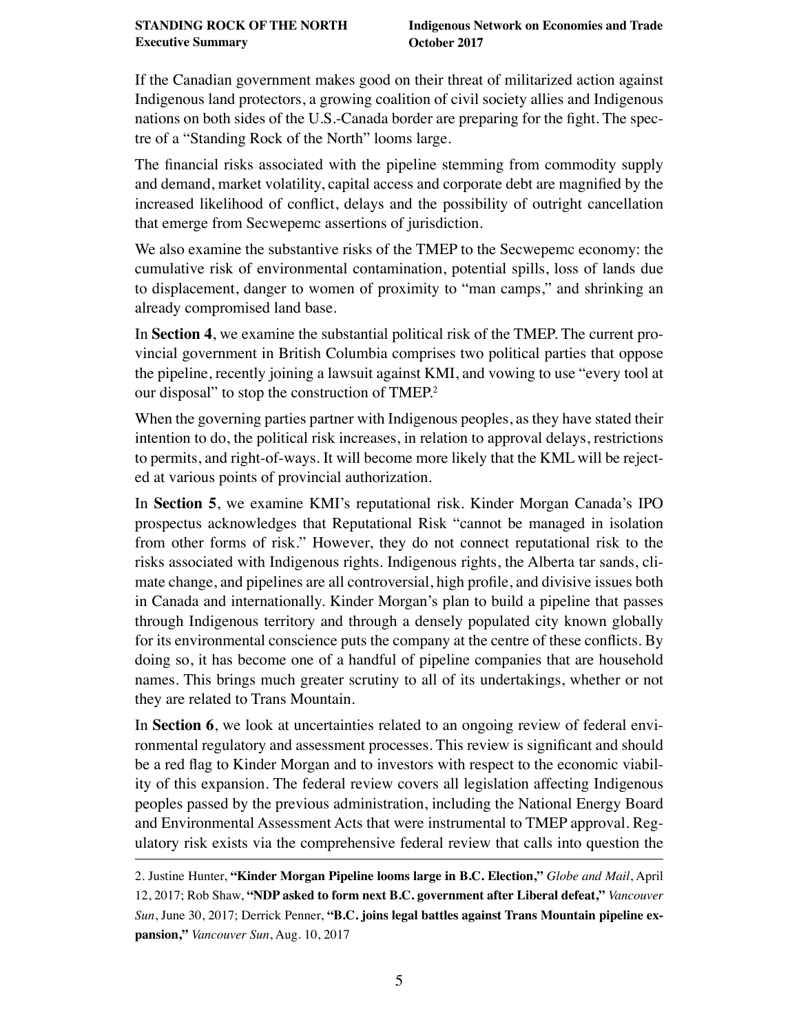If the Canadian government makes good on their threat of militarized action against Indigenous land protectors, a growing coalition of civil society allies and Indigenous nations on both sides of the U.S.-Canada border are preparing for the fight. The spectre of a "Standing Rock of the North" looms large.

The financial risks associated with the pipeline stemming from commodity supply and demand, market volatility, capital access and corporate debt are magnified by the increased likelihood of conflict, delays and the possibility of outright cancellation that emerge from Secwepemc assertions of jurisdiction.

We also examine the substantive risks of the TMEP to the Secwepemc economy: the cumulative risk of environmental contamination, potential spills, loss of lands due to displacement, danger to women of proximity to "man camps," and shrinking an already compromised land base.

In **Section 4**, we examine the substantial political risk of the TMEP. The current provincial government in British Columbia comprises two political parties that oppose the pipeline, recently joining a lawsuit against KMI, and vowing to use "every tool at our disposal" to stop the construction of TMEP.[2]

When the governing parties partner with Indigenous peoples, as they have stated their intention to do, the political risk increases, in relation to approval delays, restrictions to permits, and right-of-ways. It will become more likely that the KML will be rejected at various points of provincial authorization.

In **Section 5**, we examine KMI's reputational risk. Kinder Morgan Canada's IPO prospectus acknowledges that Reputational Risk "cannot be managed in isolation from other forms of risk." However, they do not connect reputational risk to the risks associated with Indigenous rights. Indigenous rights, the Alberta tar sands, climate change, and pipelines are all controversial, high profile, and divisive issues both in Canada and internationally. Kinder Morgan's plan to build a pipeline that passes through Indigenous territory and through a densely populated city known globally for its environmental conscience puts the company at the centre of these conflicts. By doing so, it has become one of a handful of pipeline companies that are household names. This brings much greater scrutiny to all of its undertakings, whether or not they are related to Trans Mountain.

In **Section 6**, we look at uncertainties related to an ongoing review of federal environmental regulatory and assessment processes. This review is significant and should be a red flag to Kinder Morgan and to investors with respect to the economic viability of this expansion. The federal review covers all legislation affecting Indigenous peoples passed by the previous administration, including the National Energy Board and Environmental Assessment Acts that were instrumental to TMEP approval. Regulatory risk exists via the comprehensive federal review that calls into question the

---

2. Justine Hunter, **"Kinder Morgan Pipeline looms large in B.C. Election,"** *Globe and Mail*, April 12, 2017; Rob Shaw, **"NDP asked to form next B.C. government after Liberal defeat,"** *Vancouver Sun*, June 30, 2017; Derrick Penner, **"B.C. joins legal battles against Trans Mountain pipeline expansion,"** *Vancouver Sun*, Aug. 10, 2017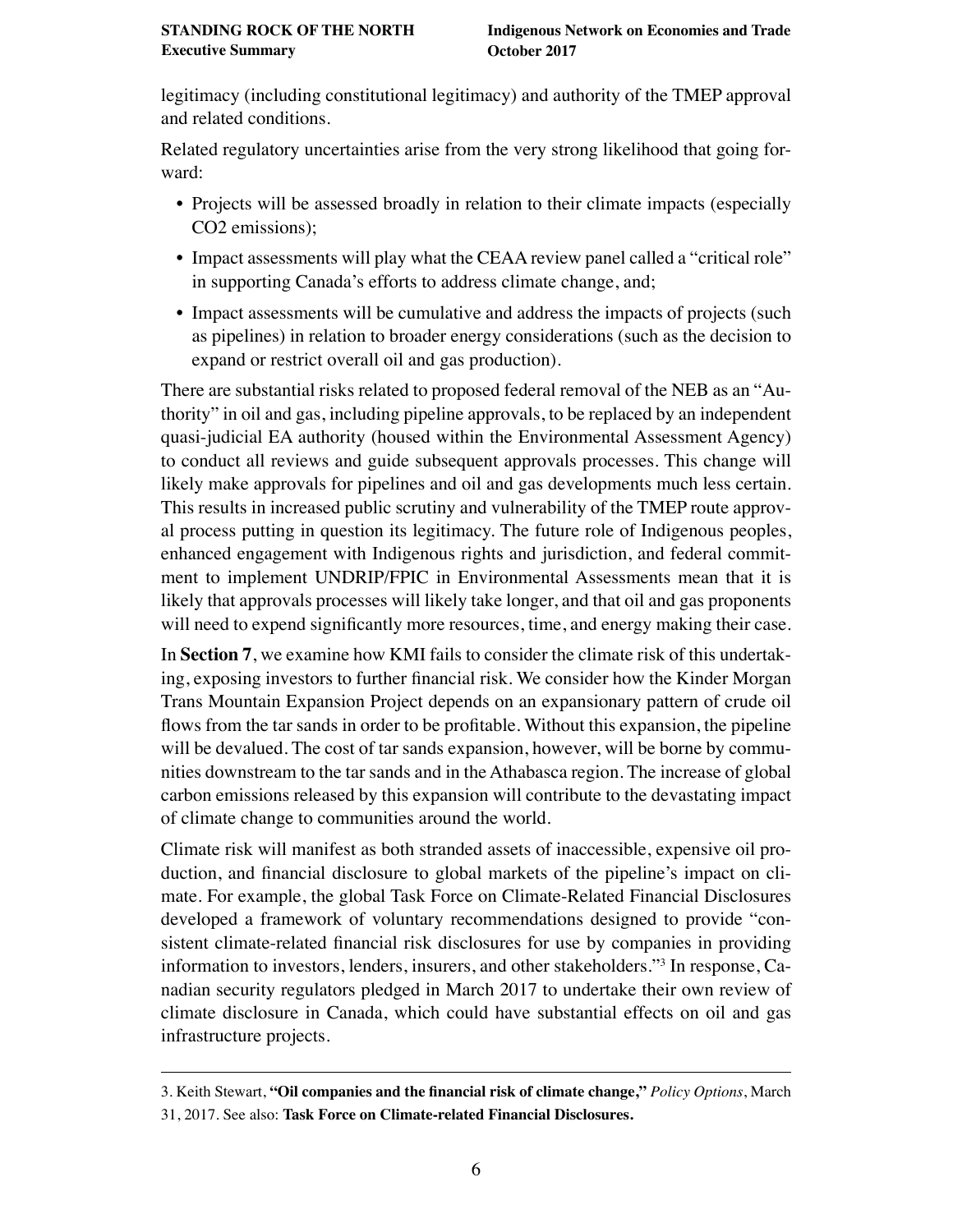legitimacy (including constitutional legitimacy) and authority of the TMEP approval and related conditions.

Related regulatory uncertainties arise from the very strong likelihood that going forward:

- Projects will be assessed broadly in relation to their climate impacts (especially $CO_2$ emissions);
- Impact assessments will play what the CEAA review panel called a "critical role" in supporting Canada's efforts to address climate change, and;
- Impact assessments will be cumulative and address the impacts of projects (such as pipelines) in relation to broader energy considerations (such as the decision to expand or restrict overall oil and gas production).

There are substantial risks related to proposed federal removal of the NEB as an "Authority" in oil and gas, including pipeline approvals, to be replaced by an independent quasi-judicial EA authority (housed within the Environmental Assessment Agency) to conduct all reviews and guide subsequent approvals processes. This change will likely make approvals for pipelines and oil and gas developments much less certain. This results in increased public scrutiny and vulnerability of the TMEP route approval process putting in question its legitimacy. The future role of Indigenous peoples, enhanced engagement with Indigenous rights and jurisdiction, and federal commitment to implement UNDRIP/FPIC in Environmental Assessments mean that it is likely that approvals processes will likely take longer, and that oil and gas proponents will need to expend significantly more resources, time, and energy making their case.

In **Section 7**, we examine how KMI fails to consider the climate risk of this undertaking, exposing investors to further financial risk. We consider how the Kinder Morgan Trans Mountain Expansion Project depends on an expansionary pattern of crude oil flows from the tar sands in order to be profitable. Without this expansion, the pipeline will be devalued. The cost of tar sands expansion, however, will be borne by communities downstream to the tar sands and in the Athabasca region. The increase of global carbon emissions released by this expansion will contribute to the devastating impact of climate change to communities around the world.

Climate risk will manifest as both stranded assets of inaccessible, expensive oil production, and financial disclosure to global markets of the pipeline's impact on climate. For example, the global Task Force on Climate-Related Financial Disclosures developed a framework of voluntary recommendations designed to provide "consistent climate-related financial risk disclosures for use by companies in providing information to investors, lenders, insurers, and other stakeholders."[3] In response, Canadian security regulators pledged in March 2017 to undertake their own review of climate disclosure in Canada, which could have substantial effects on oil and gas infrastructure projects.

---

3. Keith Stewart, **"Oil companies and the financial risk of climate change,"** *Policy Options*, March 31, 2017. See also: **Task Force on Climate-related Financial Disclosures.**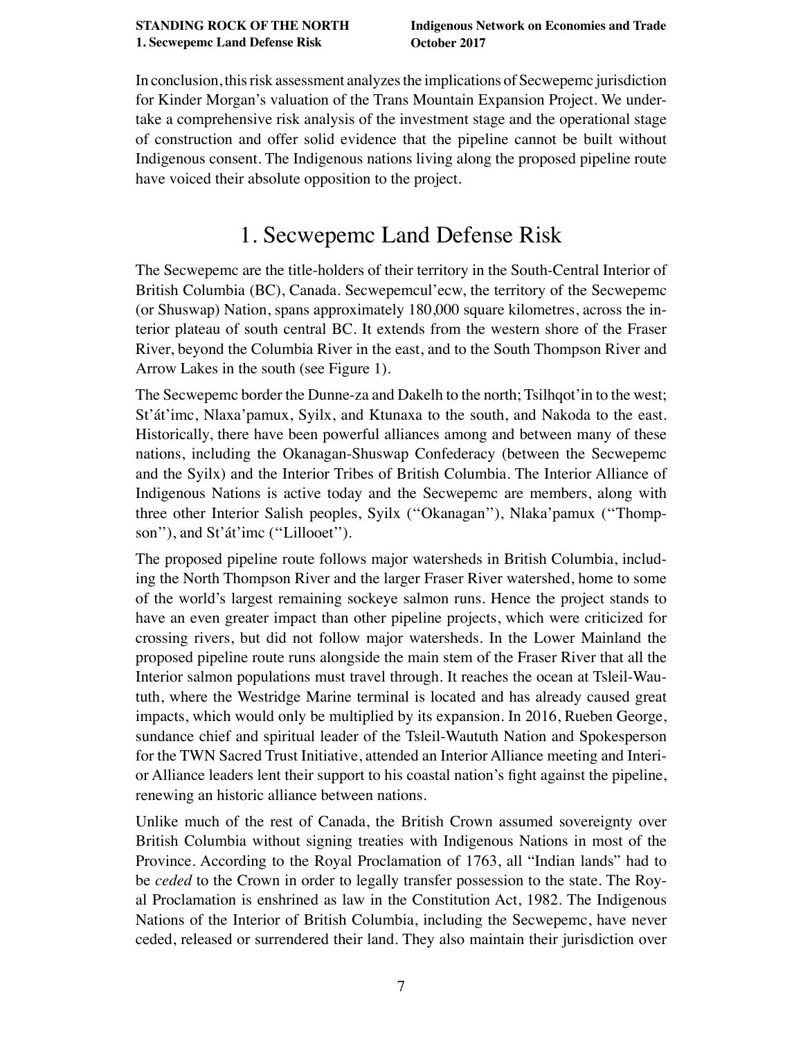In conclusion, this risk assessment analyzes the implications of Secwepemc jurisdiction for Kinder Morgan's valuation of the Trans Mountain Expansion Project. We undertake a comprehensive risk analysis of the investment stage and the operational stage of construction and offer solid evidence that the pipeline cannot be built without Indigenous consent. The Indigenous nations living along the proposed pipeline route have voiced their absolute opposition to the project.

# 1. Secwepemc Land Defense Risk

The Secwepemc are the title-holders of their territory in the South-Central Interior of British Columbia (BC), Canada. Secwepemcul'ecw, the territory of the Secwepemc (or Shuswap) Nation, spans approximately 180,000 square kilometres, across the interior plateau of south central BC. It extends from the western shore of the Fraser River, beyond the Columbia River in the east, and to the South Thompson River and Arrow Lakes in the south (see Figure 1).

The Secwepemc border the Dunne-za and Dakelh to the north; Tsilhqot'in to the west; St'át'imc, Nlaxa'pamux, Syilx, and Ktunaxa to the south, and Nakoda to the east. Historically, there have been powerful alliances among and between many of these nations, including the Okanagan-Shuswap Confederacy (between the Secwepemc and the Syilx) and the Interior Tribes of British Columbia. The Interior Alliance of Indigenous Nations is active today and the Secwepemc are members, along with three other Interior Salish peoples, Syilx ("Okanagan"), Nlaka'pamux ("Thompson"), and St'át'imc ("Lillooet").

The proposed pipeline route follows major watersheds in British Columbia, including the North Thompson River and the larger Fraser River watershed, home to some of the world's largest remaining sockeye salmon runs. Hence the project stands to have an even greater impact than other pipeline projects, which were criticized for crossing rivers, but did not follow major watersheds. In the Lower Mainland the proposed pipeline route runs alongside the main stem of the Fraser River that all the Interior salmon populations must travel through. It reaches the ocean at Tsleil-Waututh, where the Westridge Marine terminal is located and has already caused great impacts, which would only be multiplied by its expansion. In 2016, Rueben George, sundance chief and spiritual leader of the Tsleil-Waututh Nation and Spokesperson for the TWN Sacred Trust Initiative, attended an Interior Alliance meeting and Interior Alliance leaders lent their support to his coastal nation's fight against the pipeline, renewing an historic alliance between nations.

Unlike much of the rest of Canada, the British Crown assumed sovereignty over British Columbia without signing treaties with Indigenous Nations in most of the Province. According to the Royal Proclamation of 1763, all "Indian lands" had to be *ceded* to the Crown in order to legally transfer possession to the state. The Royal Proclamation is enshrined as law in the Constitution Act, 1982. The Indigenous Nations of the Interior of British Columbia, including the Secwepemc, have never ceded, released or surrendered their land. They also maintain their jurisdiction over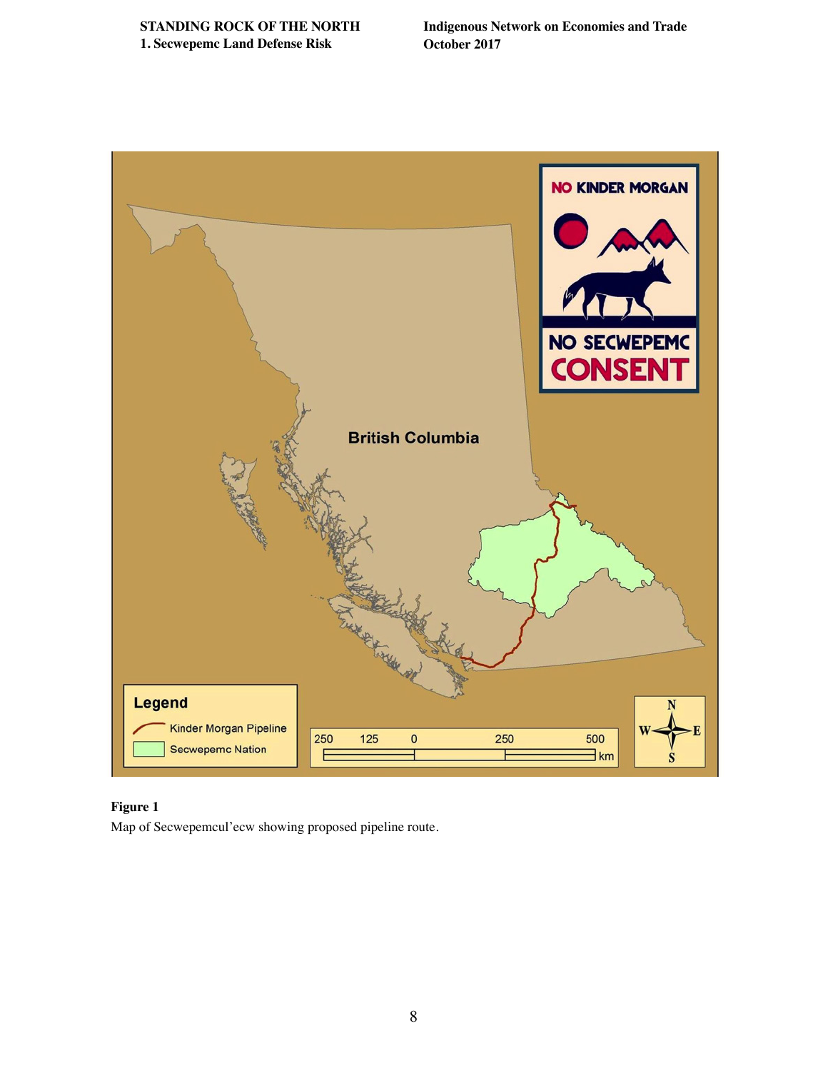**Figure 1**
Map of Secwepemcul'ecw showing proposed pipeline route.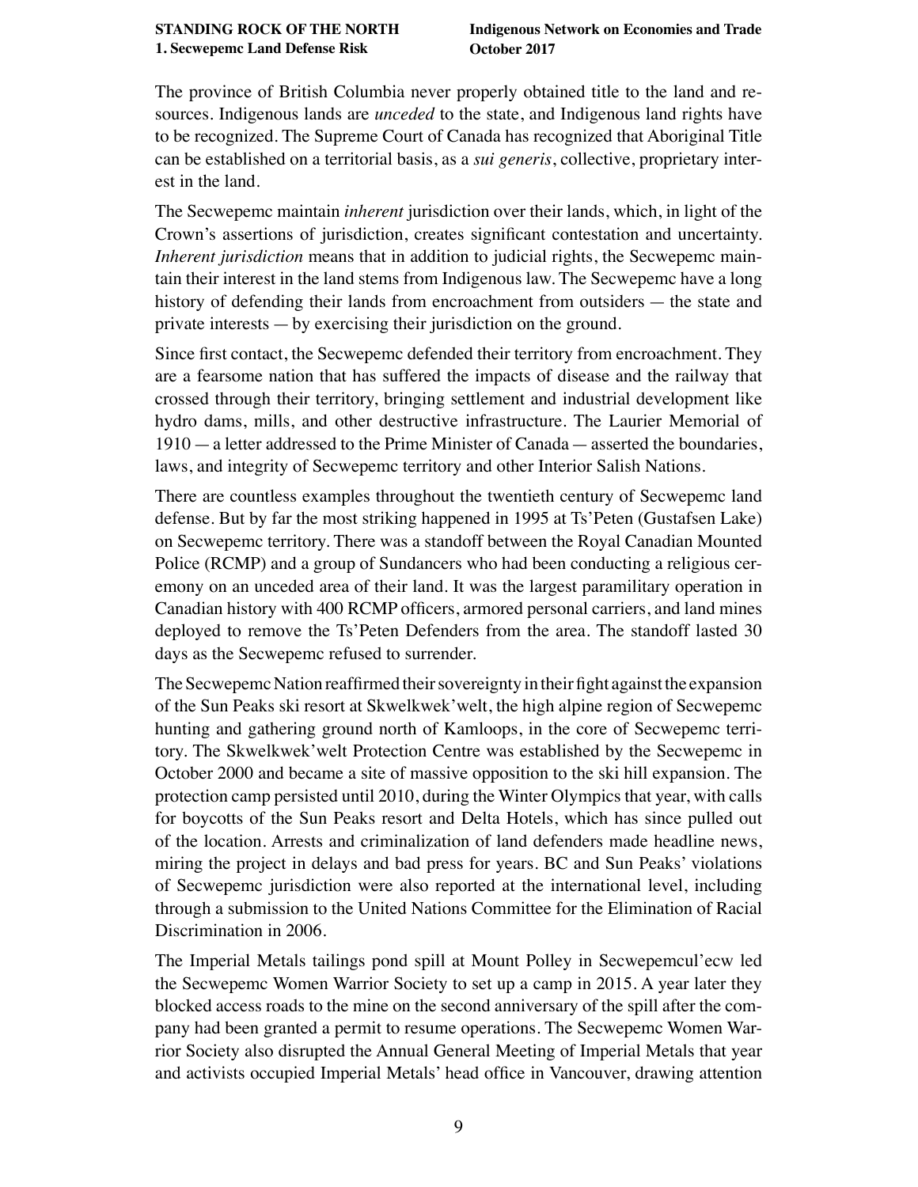The province of British Columbia never properly obtained title to the land and resources. Indigenous lands are *unceded* to the state, and Indigenous land rights have to be recognized. The Supreme Court of Canada has recognized that Aboriginal Title can be established on a territorial basis, as a *sui generis*, collective, proprietary interest in the land.

The Secwepemc maintain *inherent* jurisdiction over their lands, which, in light of the Crown's assertions of jurisdiction, creates significant contestation and uncertainty. *Inherent jurisdiction* means that in addition to judicial rights, the Secwepemc maintain their interest in the land stems from Indigenous law. The Secwepemc have a long history of defending their lands from encroachment from outsiders — the state and private interests — by exercising their jurisdiction on the ground.

Since first contact, the Secwepemc defended their territory from encroachment. They are a fearsome nation that has suffered the impacts of disease and the railway that crossed through their territory, bringing settlement and industrial development like hydro dams, mills, and other destructive infrastructure. The Laurier Memorial of 1910 — a letter addressed to the Prime Minister of Canada — asserted the boundaries, laws, and integrity of Secwepemc territory and other Interior Salish Nations.

There are countless examples throughout the twentieth century of Secwepemc land defense. But by far the most striking happened in 1995 at Ts'Peten (Gustafsen Lake) on Secwepemc territory. There was a standoff between the Royal Canadian Mounted Police (RCMP) and a group of Sundancers who had been conducting a religious ceremony on an unceded area of their land. It was the largest paramilitary operation in Canadian history with 400 RCMP officers, armored personal carriers, and land mines deployed to remove the Ts'Peten Defenders from the area. The standoff lasted 30 days as the Secwepemc refused to surrender.

The Secwepemc Nation reaffirmed their sovereignty in their fight against the expansion of the Sun Peaks ski resort at Skwelkwek'welt, the high alpine region of Secwepemc hunting and gathering ground north of Kamloops, in the core of Secwepemc territory. The Skwelkwek'welt Protection Centre was established by the Secwepemc in October 2000 and became a site of massive opposition to the ski hill expansion. The protection camp persisted until 2010, during the Winter Olympics that year, with calls for boycotts of the Sun Peaks resort and Delta Hotels, which has since pulled out of the location. Arrests and criminalization of land defenders made headline news, miring the project in delays and bad press for years. BC and Sun Peaks' violations of Secwepemc jurisdiction were also reported at the international level, including through a submission to the United Nations Committee for the Elimination of Racial Discrimination in 2006.

The Imperial Metals tailings pond spill at Mount Polley in Secwepemcul'ecw led the Secwepemc Women Warrior Society to set up a camp in 2015. A year later they blocked access roads to the mine on the second anniversary of the spill after the company had been granted a permit to resume operations. The Secwepemc Women Warrior Society also disrupted the Annual General Meeting of Imperial Metals that year and activists occupied Imperial Metals' head office in Vancouver, drawing attention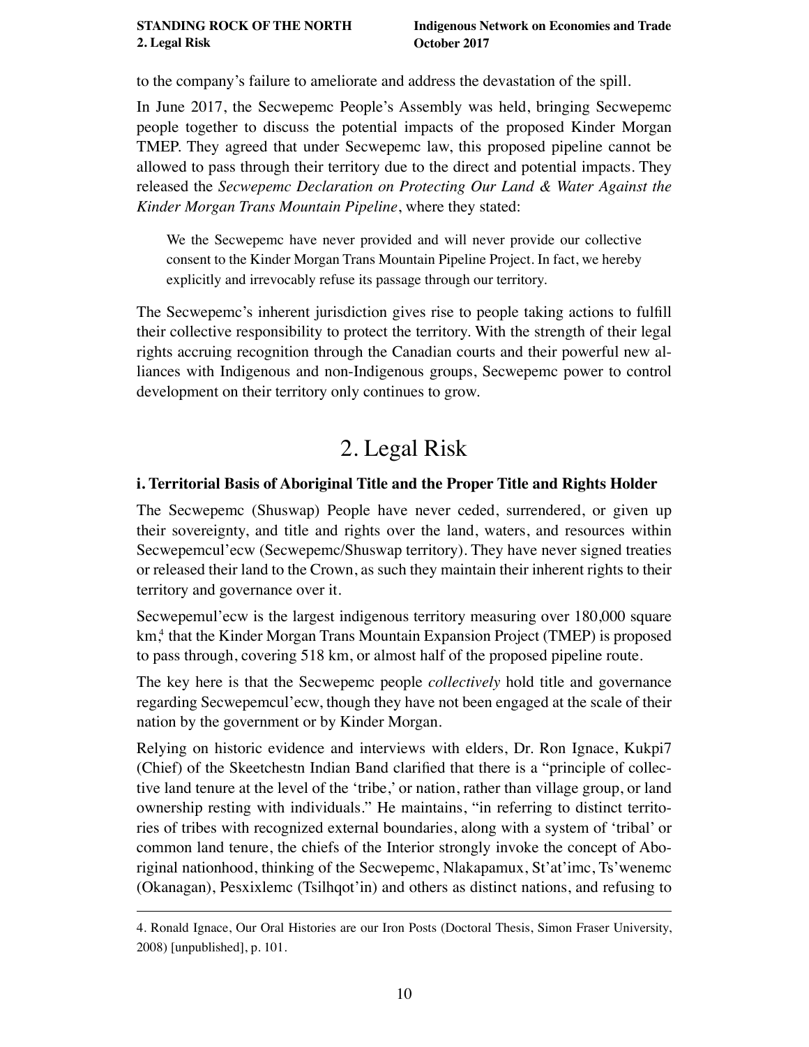to the company's failure to ameliorate and address the devastation of the spill.

In June 2017, the Secwepemc People's Assembly was held, bringing Secwepemc people together to discuss the potential impacts of the proposed Kinder Morgan TMEP. They agreed that under Secwepemc law, this proposed pipeline cannot be allowed to pass through their territory due to the direct and potential impacts. They released the *Secwepemc Declaration on Protecting Our Land & Water Against the Kinder Morgan Trans Mountain Pipeline*, where they stated:

> We the Secwepemc have never provided and will never provide our collective consent to the Kinder Morgan Trans Mountain Pipeline Project. In fact, we hereby explicitly and irrevocably refuse its passage through our territory.

The Secwepemc's inherent jurisdiction gives rise to people taking actions to fulfill their collective responsibility to protect the territory. With the strength of their legal rights accruing recognition through the Canadian courts and their powerful new alliances with Indigenous and non-Indigenous groups, Secwepemc power to control development on their territory only continues to grow.

# 2. Legal Risk

### i. Territorial Basis of Aboriginal Title and the Proper Title and Rights Holder

The Secwepemc (Shuswap) People have never ceded, surrendered, or given up their sovereignty, and title and rights over the land, waters, and resources within Secwepemcul'ecw (Secwepemc/Shuswap territory). They have never signed treaties or released their land to the Crown, as such they maintain their inherent rights to their territory and governance over it.

Secwepemul'ecw is the largest indigenous territory measuring over 180,000 square km,[4] that the Kinder Morgan Trans Mountain Expansion Project (TMEP) is proposed to pass through, covering 518 km, or almost half of the proposed pipeline route.

The key here is that the Secwepemc people *collectively* hold title and governance regarding Secwepemcul'ecw, though they have not been engaged at the scale of their nation by the government or by Kinder Morgan.

Relying on historic evidence and interviews with elders, Dr. Ron Ignace, Kukpi7 (Chief) of the Skeetchestn Indian Band clarified that there is a "principle of collective land tenure at the level of the 'tribe,' or nation, rather than village group, or land ownership resting with individuals." He maintains, "in referring to distinct territories of tribes with recognized external boundaries, along with a system of 'tribal' or common land tenure, the chiefs of the Interior strongly invoke the concept of Aboriginal nationhood, thinking of the Secwepemc, Nlakapamux, St'at'imc, Ts'wenemc (Okanagan), Pesxixlemc (Tsilhqot'in) and others as distinct nations, and refusing to

---

4. Ronald Ignace, Our Oral Histories are our Iron Posts (Doctoral Thesis, Simon Fraser University, 2008) [unpublished], p. 101.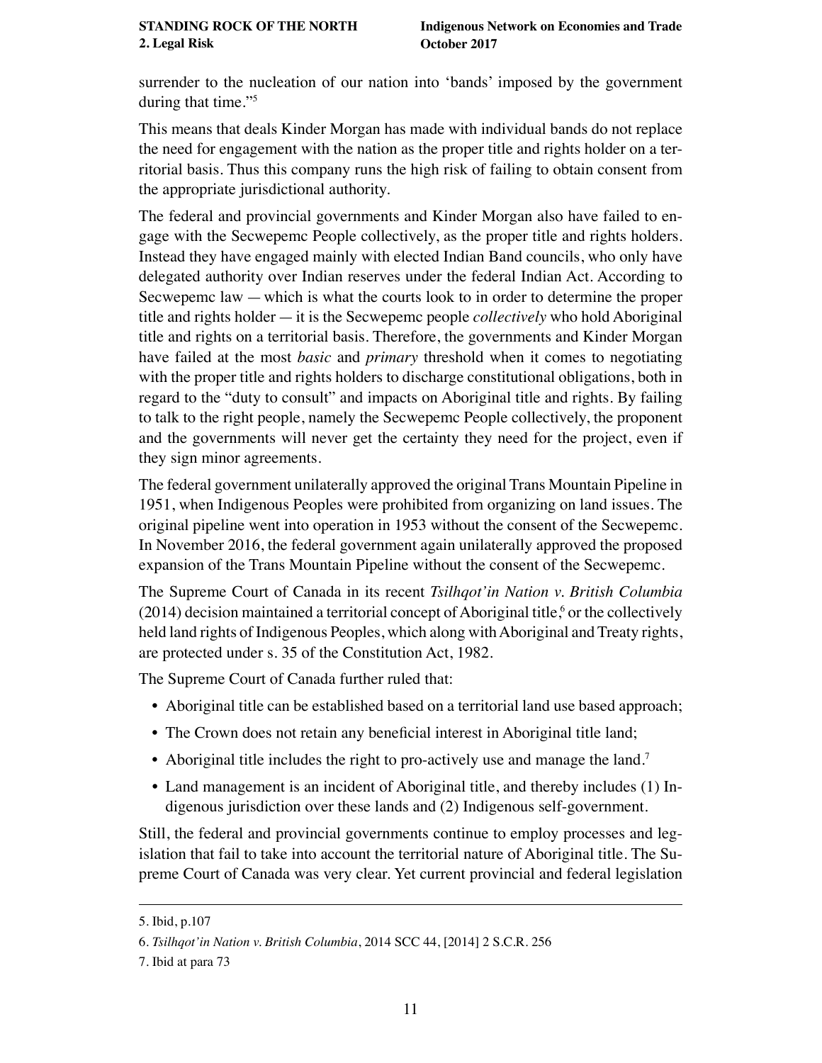surrender to the nucleation of our nation into 'bands' imposed by the government during that time."[5]

This means that deals Kinder Morgan has made with individual bands do not replace the need for engagement with the nation as the proper title and rights holder on a territorial basis. Thus this company runs the high risk of failing to obtain consent from the appropriate jurisdictional authority.

The federal and provincial governments and Kinder Morgan also have failed to engage with the Secwepemc People collectively, as the proper title and rights holders. Instead they have engaged mainly with elected Indian Band councils, who only have delegated authority over Indian reserves under the federal Indian Act. According to Secwepemc law — which is what the courts look to in order to determine the proper title and rights holder — it is the Secwepemc people *collectively* who hold Aboriginal title and rights on a territorial basis. Therefore, the governments and Kinder Morgan have failed at the most *basic* and *primary* threshold when it comes to negotiating with the proper title and rights holders to discharge constitutional obligations, both in regard to the "duty to consult" and impacts on Aboriginal title and rights. By failing to talk to the right people, namely the Secwepemc People collectively, the proponent and the governments will never get the certainty they need for the project, even if they sign minor agreements.

The federal government unilaterally approved the original Trans Mountain Pipeline in 1951, when Indigenous Peoples were prohibited from organizing on land issues. The original pipeline went into operation in 1953 without the consent of the Secwepemc. In November 2016, the federal government again unilaterally approved the proposed expansion of the Trans Mountain Pipeline without the consent of the Secwepemc.

The Supreme Court of Canada in its recent *Tsilhqot'in Nation v. British Columbia* (2014) decision maintained a territorial concept of Aboriginal title,[6] or the collectively held land rights of Indigenous Peoples, which along with Aboriginal and Treaty rights, are protected under s. 35 of the Constitution Act, 1982.

The Supreme Court of Canada further ruled that:

- Aboriginal title can be established based on a territorial land use based approach;
- The Crown does not retain any beneficial interest in Aboriginal title land;
- Aboriginal title includes the right to pro-actively use and manage the land.[7]
- Land management is an incident of Aboriginal title, and thereby includes (1) Indigenous jurisdiction over these lands and (2) Indigenous self-government.

Still, the federal and provincial governments continue to employ processes and legislation that fail to take into account the territorial nature of Aboriginal title. The Supreme Court of Canada was very clear. Yet current provincial and federal legislation

---

5. Ibid, p.107

6. *Tsilhqot'in Nation v. British Columbia*, 2014 SCC 44, [2014] 2 S.C.R. 256

7. Ibid at para 73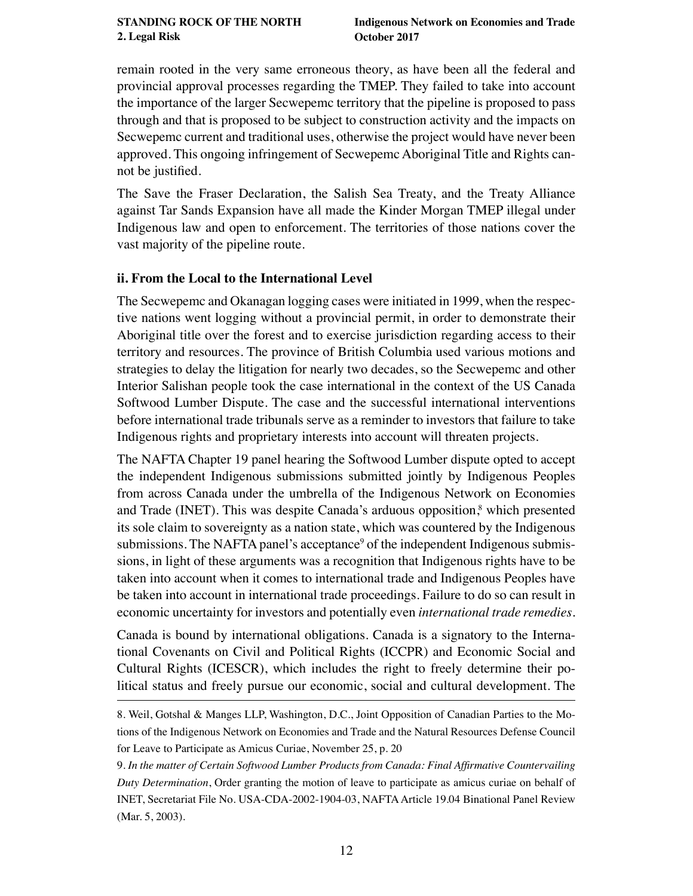remain rooted in the very same erroneous theory, as have been all the federal and provincial approval processes regarding the TMEP. They failed to take into account the importance of the larger Secwepemc territory that the pipeline is proposed to pass through and that is proposed to be subject to construction activity and the impacts on Secwepemc current and traditional uses, otherwise the project would have never been approved. This ongoing infringement of Secwepemc Aboriginal Title and Rights cannot be justified.

The Save the Fraser Declaration, the Salish Sea Treaty, and the Treaty Alliance against Tar Sands Expansion have all made the Kinder Morgan TMEP illegal under Indigenous law and open to enforcement. The territories of those nations cover the vast majority of the pipeline route.

### ii. From the Local to the International Level

The Secwepemc and Okanagan logging cases were initiated in 1999, when the respective nations went logging without a provincial permit, in order to demonstrate their Aboriginal title over the forest and to exercise jurisdiction regarding access to their territory and resources. The province of British Columbia used various motions and strategies to delay the litigation for nearly two decades, so the Secwepemc and other Interior Salishan people took the case international in the context of the US Canada Softwood Lumber Dispute. The case and the successful international interventions before international trade tribunals serve as a reminder to investors that failure to take Indigenous rights and proprietary interests into account will threaten projects.

The NAFTA Chapter 19 panel hearing the Softwood Lumber dispute opted to accept the independent Indigenous submissions submitted jointly by Indigenous Peoples from across Canada under the umbrella of the Indigenous Network on Economies and Trade (INET). This was despite Canada's arduous opposition,[8] which presented its sole claim to sovereignty as a nation state, which was countered by the Indigenous submissions. The NAFTA panel's acceptance[9] of the independent Indigenous submissions, in light of these arguments was a recognition that Indigenous rights have to be taken into account when it comes to international trade and Indigenous Peoples have be taken into account in international trade proceedings. Failure to do so can result in economic uncertainty for investors and potentially even *international trade remedies*.

Canada is bound by international obligations. Canada is a signatory to the International Covenants on Civil and Political Rights (ICCPR) and Economic Social and Cultural Rights (ICESCR), which includes the right to freely determine their political status and freely pursue our economic, social and cultural development. The

---

8. Weil, Gotshal & Manges LLP, Washington, D.C., Joint Opposition of Canadian Parties to the Motions of the Indigenous Network on Economies and Trade and the Natural Resources Defense Council for Leave to Participate as Amicus Curiae, November 25, p. 20

9. *In the matter of Certain Softwood Lumber Products from Canada: Final Affirmative Countervailing Duty Determination*, Order granting the motion of leave to participate as amicus curiae on behalf of INET, Secretariat File No. USA-CDA-2002-1904-03, NAFTA Article 19.04 Binational Panel Review (Mar. 5, 2003).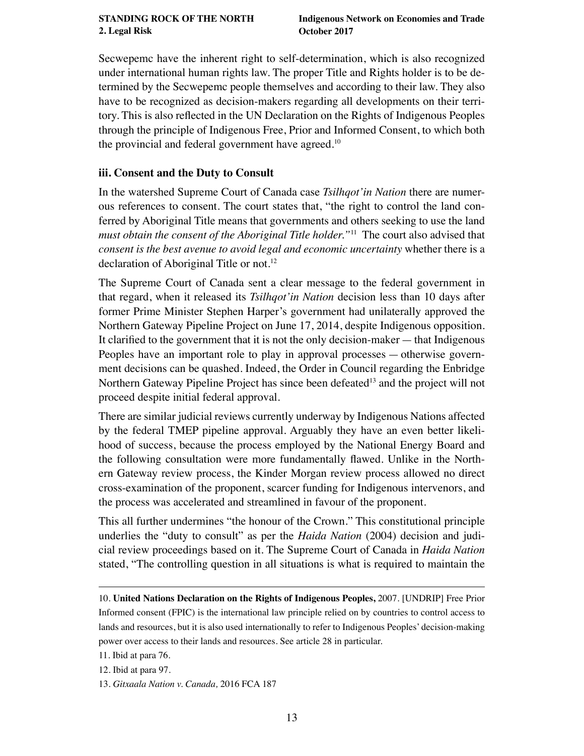Secwepemc have the inherent right to self-determination, which is also recognized under international human rights law. The proper Title and Rights holder is to be determined by the Secwepemc people themselves and according to their law. They also have to be recognized as decision-makers regarding all developments on their territory. This is also reflected in the UN Declaration on the Rights of Indigenous Peoples through the principle of Indigenous Free, Prior and Informed Consent, to which both the provincial and federal government have agreed.[10]

### iii. Consent and the Duty to Consult

In the watershed Supreme Court of Canada case *Tsilhqot'in Nation* there are numerous references to consent. The court states that, "the right to control the land conferred by Aboriginal Title means that governments and others seeking to use the land *must obtain the consent of the Aboriginal Title holder."*[11] The court also advised that *consent is the best avenue to avoid legal and economic uncertainty* whether there is a declaration of Aboriginal Title or not.[12]

The Supreme Court of Canada sent a clear message to the federal government in that regard, when it released its *Tsilhqot'in Nation* decision less than 10 days after former Prime Minister Stephen Harper's government had unilaterally approved the Northern Gateway Pipeline Project on June 17, 2014, despite Indigenous opposition. It clarified to the government that it is not the only decision-maker — that Indigenous Peoples have an important role to play in approval processes — otherwise government decisions can be quashed. Indeed, the Order in Council regarding the Enbridge Northern Gateway Pipeline Project has since been defeated[13] and the project will not proceed despite initial federal approval.

There are similar judicial reviews currently underway by Indigenous Nations affected by the federal TMEP pipeline approval. Arguably they have an even better likelihood of success, because the process employed by the National Energy Board and the following consultation were more fundamentally flawed. Unlike in the Northern Gateway review process, the Kinder Morgan review process allowed no direct cross-examination of the proponent, scarcer funding for Indigenous intervenors, and the process was accelerated and streamlined in favour of the proponent.

This all further undermines "the honour of the Crown." This constitutional principle underlies the "duty to consult" as per the *Haida Nation* (2004) decision and judicial review proceedings based on it. The Supreme Court of Canada in *Haida Nation* stated, "The controlling question in all situations is what is required to maintain the

---

10. **United Nations Declaration on the Rights of Indigenous Peoples,** 2007. [UNDRIP] Free Prior Informed consent (FPIC) is the international law principle relied on by countries to control access to lands and resources, but it is also used internationally to refer to Indigenous Peoples' decision-making power over access to their lands and resources. See article 28 in particular.

11. Ibid at para 76.

12. Ibid at para 97.

13. *Gitxaala Nation v. Canada,* 2016 FCA 187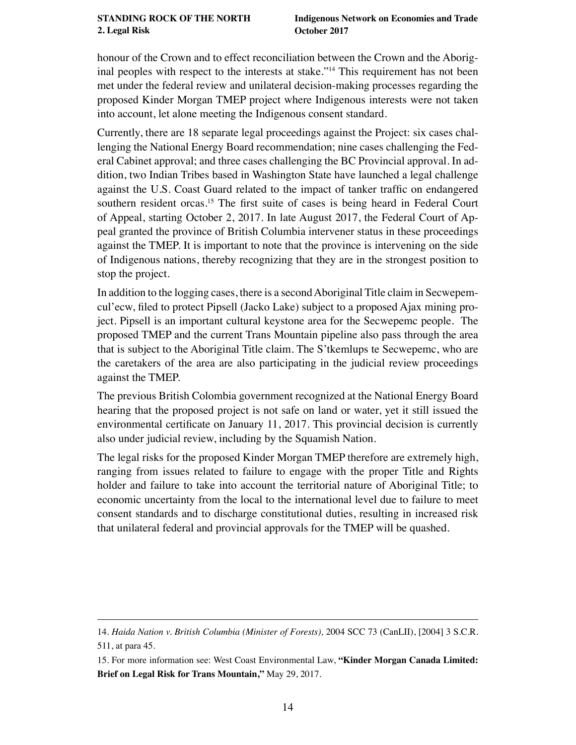honour of the Crown and to effect reconciliation between the Crown and the Aboriginal peoples with respect to the interests at stake."[14] This requirement has not been met under the federal review and unilateral decision-making processes regarding the proposed Kinder Morgan TMEP project where Indigenous interests were not taken into account, let alone meeting the Indigenous consent standard.

Currently, there are 18 separate legal proceedings against the Project: six cases challenging the National Energy Board recommendation; nine cases challenging the Federal Cabinet approval; and three cases challenging the BC Provincial approval. In addition, two Indian Tribes based in Washington State have launched a legal challenge against the U.S. Coast Guard related to the impact of tanker traffic on endangered southern resident orcas.[15] The first suite of cases is being heard in Federal Court of Appeal, starting October 2, 2017. In late August 2017, the Federal Court of Appeal granted the province of British Columbia intervener status in these proceedings against the TMEP. It is important to note that the province is intervening on the side of Indigenous nations, thereby recognizing that they are in the strongest position to stop the project.

In addition to the logging cases, there is a second Aboriginal Title claim in Secwepemcul'ecw, filed to protect Pipsell (Jacko Lake) subject to a proposed Ajax mining project. Pipsell is an important cultural keystone area for the Secwepemc people. The proposed TMEP and the current Trans Mountain pipeline also pass through the area that is subject to the Aboriginal Title claim. The S'tkemlups te Secwepemc, who are the caretakers of the area are also participating in the judicial review proceedings against the TMEP.

The previous British Colombia government recognized at the National Energy Board hearing that the proposed project is not safe on land or water, yet it still issued the environmental certificate on January 11, 2017. This provincial decision is currently also under judicial review, including by the Squamish Nation.

The legal risks for the proposed Kinder Morgan TMEP therefore are extremely high, ranging from issues related to failure to engage with the proper Title and Rights holder and failure to take into account the territorial nature of Aboriginal Title; to economic uncertainty from the local to the international level due to failure to meet consent standards and to discharge constitutional duties, resulting in increased risk that unilateral federal and provincial approvals for the TMEP will be quashed.

---

14. *Haida Nation v. British Columbia (Minister of Forests),* 2004 SCC 73 (CanLII), [2004] 3 S.C.R. 511, at para 45.

15. For more information see: West Coast Environmental Law, **"Kinder Morgan Canada Limited: Brief on Legal Risk for Trans Mountain,"** May 29, 2017.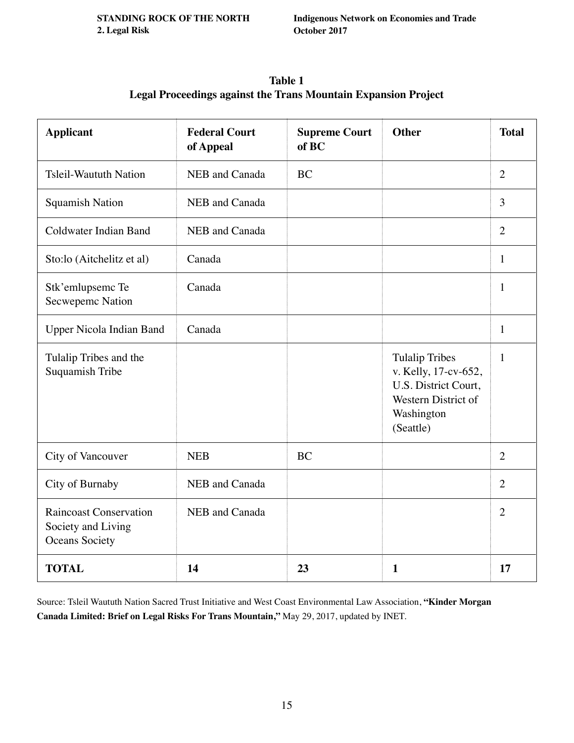**Table 1**
**Legal Proceedings against the Trans Mountain Expansion Project**

| Applicant | Federal Court of Appeal | Supreme Court of BC | Other | Total |
|---|---|---|---|---|
| Tsleil-Waututh Nation | NEB and Canada | BC | | 2 |
| Squamish Nation | NEB and Canada | | | 3 |
| Coldwater Indian Band | NEB and Canada | | | 2 |
| Sto:lo (Aitchelitz et al) | Canada | | | 1 |
| Stk'emlupsemc Te Secwepemc Nation | Canada | | | 1 |
| Upper Nicola Indian Band | Canada | | | 1 |
| Tulalip Tribes and the Suquamish Tribe | | | Tulalip Tribes v. Kelly, 17-cv-652, U.S. District Court, Western District of Washington (Seattle) | 1 |
| City of Vancouver | NEB | BC | | 2 |
| City of Burnaby | NEB and Canada | | | 2 |
| Raincoast Conservation Society and Living Oceans Society | NEB and Canada | | | 2 |
| **TOTAL** | **14** | **23** | **1** | **17** |

Source: Tsleil Waututh Nation Sacred Trust Initiative and West Coast Environmental Law Association, **"Kinder Morgan Canada Limited: Brief on Legal Risks For Trans Mountain,"** May 29, 2017, updated by INET.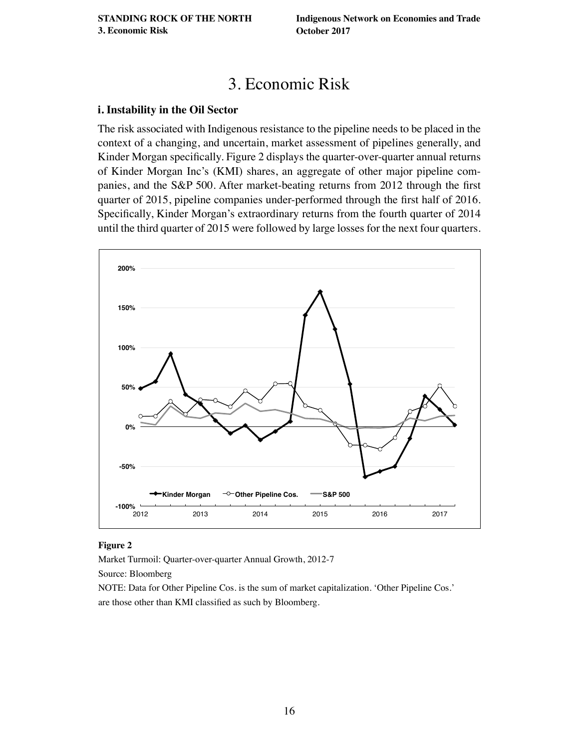# 3. Economic Risk

## i. Instability in the Oil Sector

The risk associated with Indigenous resistance to the pipeline needs to be placed in the context of a changing, and uncertain, market assessment of pipelines generally, and Kinder Morgan specifically. Figure 2 displays the quarter-over-quarter annual returns of Kinder Morgan Inc's (KMI) shares, an aggregate of other major pipeline companies, and the S&P 500. After market-beating returns from 2012 through the first quarter of 2015, pipeline companies under-performed through the first half of 2016. Specifically, Kinder Morgan's extraordinary returns from the fourth quarter of 2014 until the third quarter of 2015 were followed by large losses for the next four quarters.

**Figure 2**

Market Turmoil: Quarter-over-quarter Annual Growth, 2012-7

Source: Bloomberg

NOTE: Data for Other Pipeline Cos. is the sum of market capitalization. 'Other Pipeline Cos.' are those other than KMI classified as such by Bloomberg.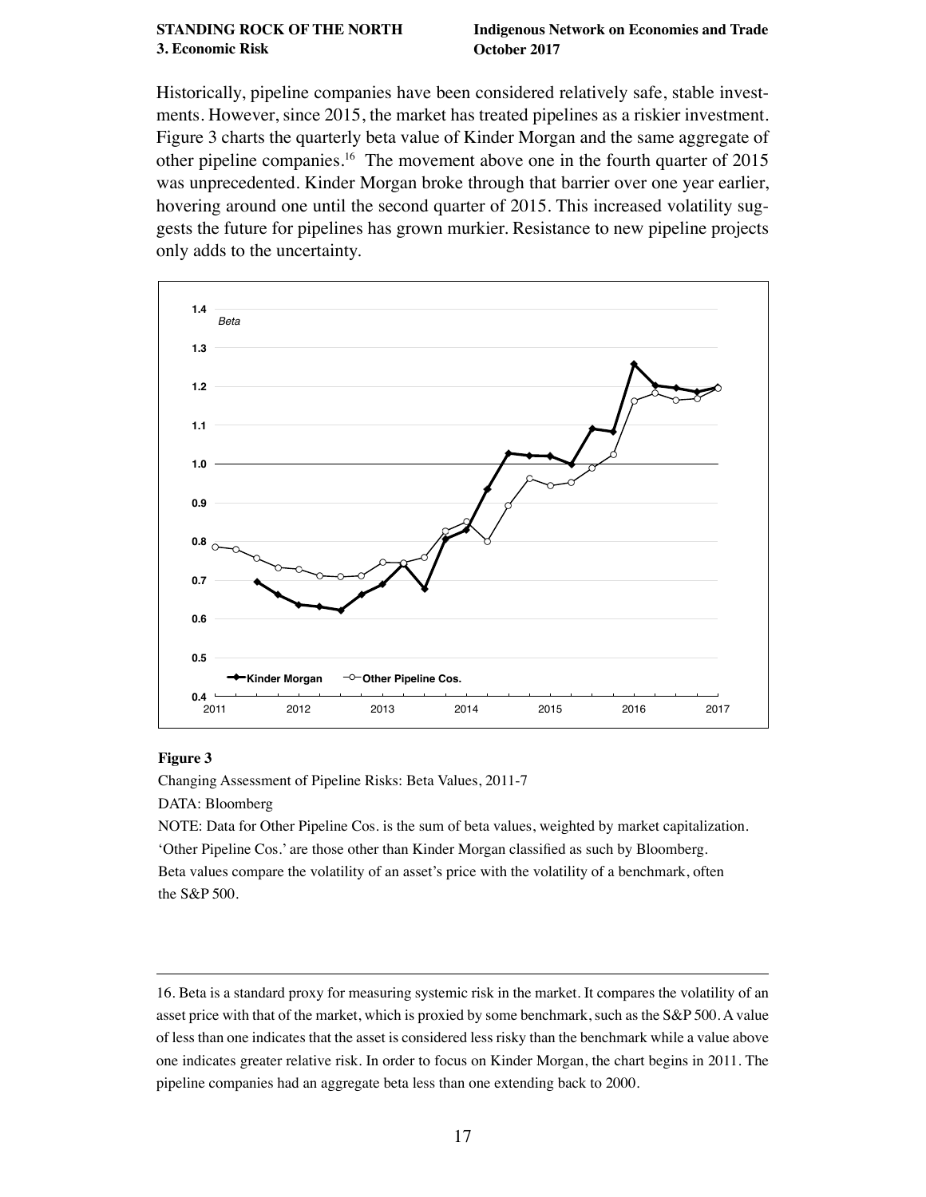Historically, pipeline companies have been considered relatively safe, stable investments. However, since 2015, the market has treated pipelines as a riskier investment. Figure 3 charts the quarterly beta value of Kinder Morgan and the same aggregate of other pipeline companies.[16] The movement above one in the fourth quarter of 2015 was unprecedented. Kinder Morgan broke through that barrier over one year earlier, hovering around one until the second quarter of 2015. This increased volatility suggests the future for pipelines has grown murkier. Resistance to new pipeline projects only adds to the uncertainty.

**Figure 3**

Changing Assessment of Pipeline Risks: Beta Values, 2011-7

DATA: Bloomberg

NOTE: Data for Other Pipeline Cos. is the sum of beta values, weighted by market capitalization. 'Other Pipeline Cos.' are those other than Kinder Morgan classified as such by Bloomberg. Beta values compare the volatility of an asset's price with the volatility of a benchmark, often the S&P 500.

---

16. Beta is a standard proxy for measuring systemic risk in the market. It compares the volatility of an asset price with that of the market, which is proxied by some benchmark, such as the S&P 500. A value of less than one indicates that the asset is considered less risky than the benchmark while a value above one indicates greater relative risk. In order to focus on Kinder Morgan, the chart begins in 2011. The pipeline companies had an aggregate beta less than one extending back to 2000.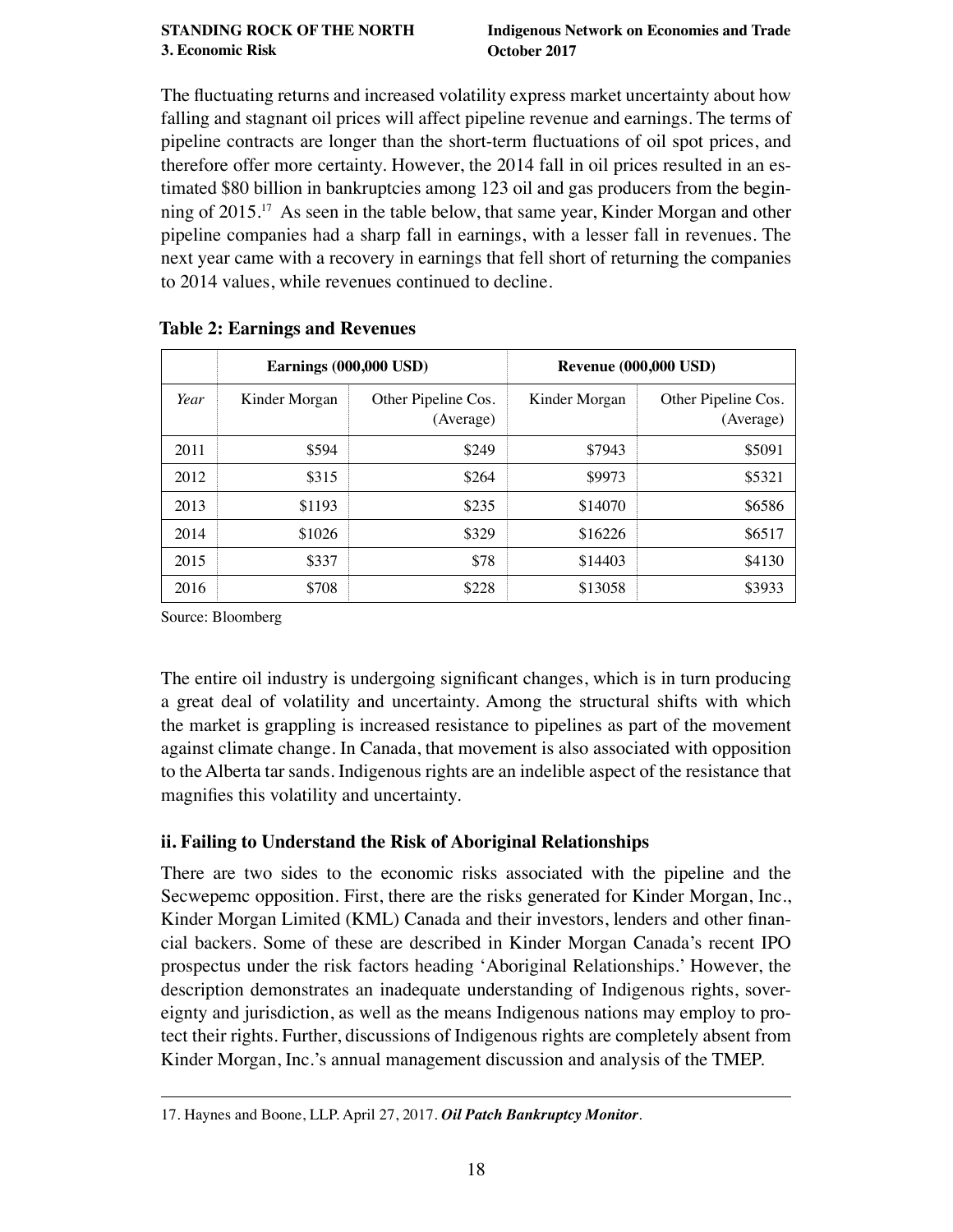The fluctuating returns and increased volatility express market uncertainty about how falling and stagnant oil prices will affect pipeline revenue and earnings. The terms of pipeline contracts are longer than the short-term fluctuations of oil spot prices, and therefore offer more certainty. However, the 2014 fall in oil prices resulted in an estimated \$80 billion in bankruptcies among 123 oil and gas producers from the beginning of 2015.[17] As seen in the table below, that same year, Kinder Morgan and other pipeline companies had a sharp fall in earnings, with a lesser fall in revenues. The next year came with a recovery in earnings that fell short of returning the companies to 2014 values, while revenues continued to decline.

**Table 2: Earnings and Revenues**

| | Earnings (000,000 USD) | | Revenue (000,000 USD) | |
|---|---|---|---|---|
| *Year* | Kinder Morgan | Other Pipeline Cos. (Average) | Kinder Morgan | Other Pipeline Cos. (Average) |
| 2011 | \$594 | \$249 | \$7943 | \$5091 |
| 2012 | \$315 | \$264 | \$9973 | \$5321 |
| 2013 | \$1193 | \$235 | \$14070 | \$6586 |
| 2014 | \$1026 | \$329 | \$16226 | \$6517 |
| 2015 | \$337 | \$78 | \$14403 | \$4130 |
| 2016 | \$708 | \$228 | \$13058 | \$3933 |

Source: Bloomberg

The entire oil industry is undergoing significant changes, which is in turn producing a great deal of volatility and uncertainty. Among the structural shifts with which the market is grappling is increased resistance to pipelines as part of the movement against climate change. In Canada, that movement is also associated with opposition to the Alberta tar sands. Indigenous rights are an indelible aspect of the resistance that magnifies this volatility and uncertainty.

### ii. Failing to Understand the Risk of Aboriginal Relationships

There are two sides to the economic risks associated with the pipeline and the Secwepemc opposition. First, there are the risks generated for Kinder Morgan, Inc., Kinder Morgan Limited (KML) Canada and their investors, lenders and other financial backers. Some of these are described in Kinder Morgan Canada's recent IPO prospectus under the risk factors heading 'Aboriginal Relationships.' However, the description demonstrates an inadequate understanding of Indigenous rights, sovereignty and jurisdiction, as well as the means Indigenous nations may employ to protect their rights. Further, discussions of Indigenous rights are completely absent from Kinder Morgan, Inc.'s annual management discussion and analysis of the TMEP.

---

17. Haynes and Boone, LLP. April 27, 2017. ***Oil Patch Bankruptcy Monitor***.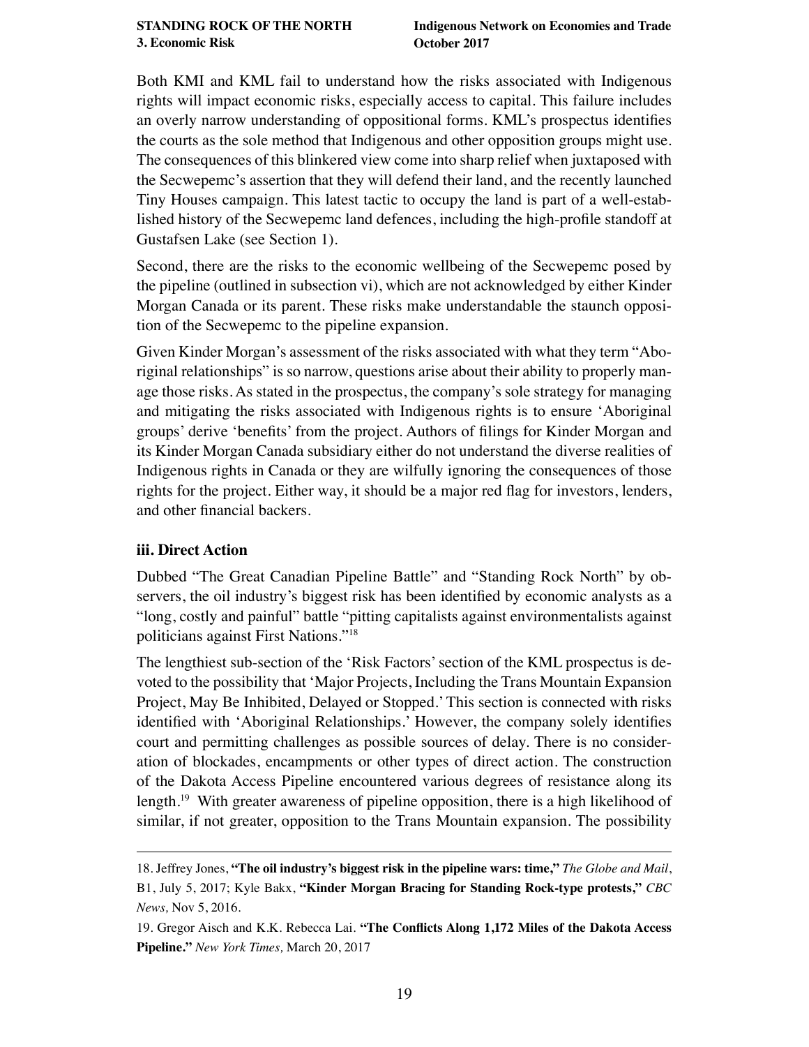Both KMI and KML fail to understand how the risks associated with Indigenous rights will impact economic risks, especially access to capital. This failure includes an overly narrow understanding of oppositional forms. KML's prospectus identifies the courts as the sole method that Indigenous and other opposition groups might use. The consequences of this blinkered view come into sharp relief when juxtaposed with the Secwepemc's assertion that they will defend their land, and the recently launched Tiny Houses campaign. This latest tactic to occupy the land is part of a well-established history of the Secwepemc land defences, including the high-profile standoff at Gustafsen Lake (see Section 1).

Second, there are the risks to the economic wellbeing of the Secwepemc posed by the pipeline (outlined in subsection vi), which are not acknowledged by either Kinder Morgan Canada or its parent. These risks make understandable the staunch opposition of the Secwepemc to the pipeline expansion.

Given Kinder Morgan's assessment of the risks associated with what they term "Aboriginal relationships" is so narrow, questions arise about their ability to properly manage those risks. As stated in the prospectus, the company's sole strategy for managing and mitigating the risks associated with Indigenous rights is to ensure 'Aboriginal groups' derive 'benefits' from the project. Authors of filings for Kinder Morgan and its Kinder Morgan Canada subsidiary either do not understand the diverse realities of Indigenous rights in Canada or they are wilfully ignoring the consequences of those rights for the project. Either way, it should be a major red flag for investors, lenders, and other financial backers.

### iii. Direct Action

Dubbed "The Great Canadian Pipeline Battle" and "Standing Rock North" by observers, the oil industry's biggest risk has been identified by economic analysts as a "long, costly and painful" battle "pitting capitalists against environmentalists against politicians against First Nations."[18]

The lengthiest sub-section of the 'Risk Factors' section of the KML prospectus is devoted to the possibility that 'Major Projects, Including the Trans Mountain Expansion Project, May Be Inhibited, Delayed or Stopped.' This section is connected with risks identified with 'Aboriginal Relationships.' However, the company solely identifies court and permitting challenges as possible sources of delay. There is no consideration of blockades, encampments or other types of direct action. The construction of the Dakota Access Pipeline encountered various degrees of resistance along its length.[19] With greater awareness of pipeline opposition, there is a high likelihood of similar, if not greater, opposition to the Trans Mountain expansion. The possibility

---

18. Jeffrey Jones, **"The oil industry's biggest risk in the pipeline wars: time,"** *The Globe and Mail*, B1, July 5, 2017; Kyle Bakx, **"Kinder Morgan Bracing for Standing Rock-type protests,"** *CBC News,* Nov 5, 2016.

19. Gregor Aisch and K.K. Rebecca Lai. **"The Conflicts Along 1,172 Miles of the Dakota Access Pipeline."** *New York Times,* March 20, 2017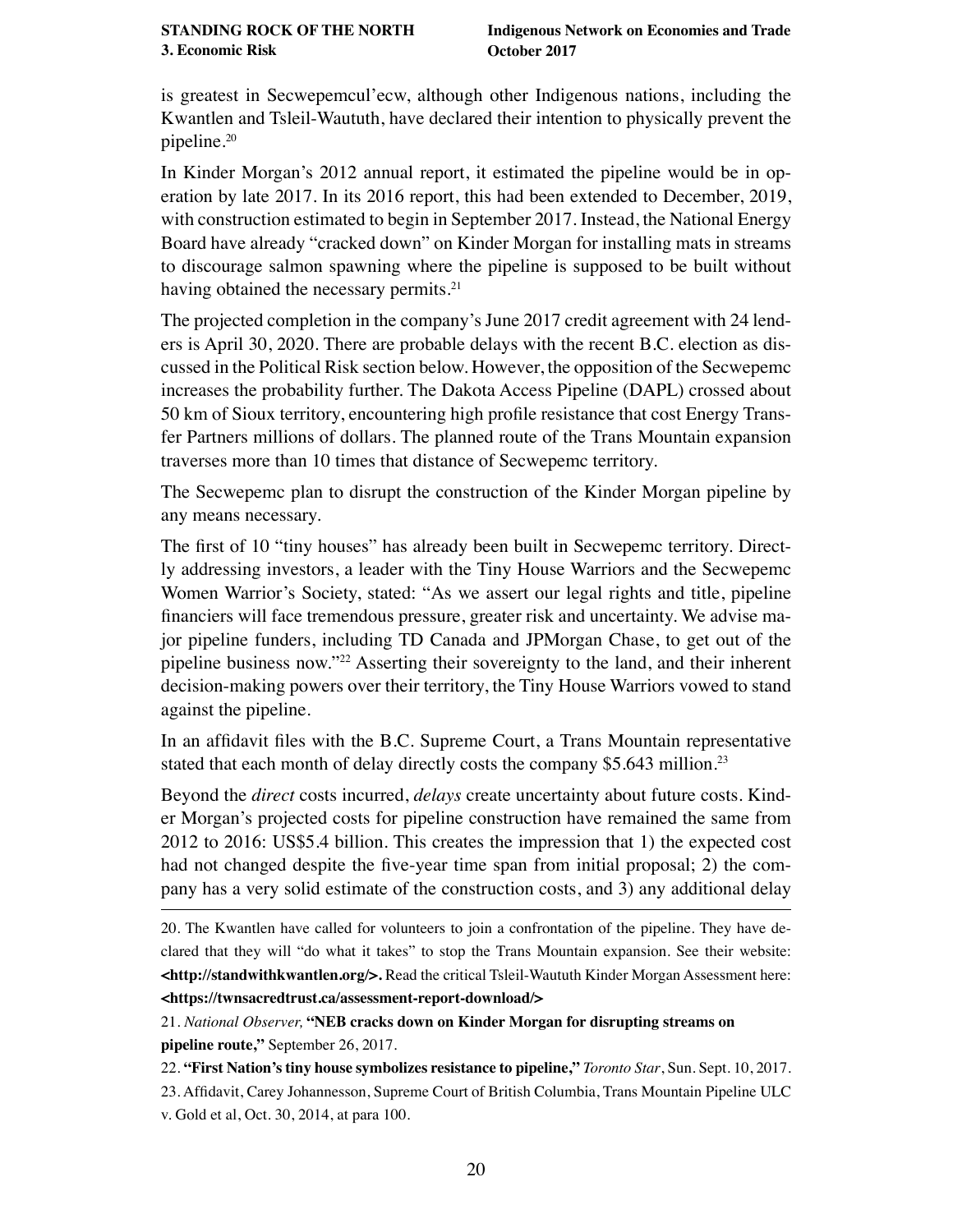is greatest in Secwepemcul'ecw, although other Indigenous nations, including the Kwantlen and Tsleil-Waututh, have declared their intention to physically prevent the pipeline.[20]

In Kinder Morgan's 2012 annual report, it estimated the pipeline would be in operation by late 2017. In its 2016 report, this had been extended to December, 2019, with construction estimated to begin in September 2017. Instead, the National Energy Board have already "cracked down" on Kinder Morgan for installing mats in streams to discourage salmon spawning where the pipeline is supposed to be built without having obtained the necessary permits.[21]

The projected completion in the company's June 2017 credit agreement with 24 lenders is April 30, 2020. There are probable delays with the recent B.C. election as discussed in the Political Risk section below. However, the opposition of the Secwepemc increases the probability further. The Dakota Access Pipeline (DAPL) crossed about 50 km of Sioux territory, encountering high profile resistance that cost Energy Transfer Partners millions of dollars. The planned route of the Trans Mountain expansion traverses more than 10 times that distance of Secwepemc territory.

The Secwepemc plan to disrupt the construction of the Kinder Morgan pipeline by any means necessary.

The first of 10 "tiny houses" has already been built in Secwepemc territory. Directly addressing investors, a leader with the Tiny House Warriors and the Secwepemc Women Warrior's Society, stated: "As we assert our legal rights and title, pipeline financiers will face tremendous pressure, greater risk and uncertainty. We advise major pipeline funders, including TD Canada and JPMorgan Chase, to get out of the pipeline business now."[22] Asserting their sovereignty to the land, and their inherent decision-making powers over their territory, the Tiny House Warriors vowed to stand against the pipeline.

In an affidavit files with the B.C. Supreme Court, a Trans Mountain representative stated that each month of delay directly costs the company $5.643 million.[23]

Beyond the *direct* costs incurred, *delays* create uncertainty about future costs. Kinder Morgan's projected costs for pipeline construction have remained the same from 2012 to 2016: US$5.4 billion. This creates the impression that 1) the expected cost had not changed despite the five-year time span from initial proposal; 2) the company has a very solid estimate of the construction costs, and 3) any additional delay

---

20. The Kwantlen have called for volunteers to join a confrontation of the pipeline. They have declared that they will "do what it takes" to stop the Trans Mountain expansion. See their website: **<http://standwithkwantlen.org/>.** Read the critical Tsleil-Waututh Kinder Morgan Assessment here: **<https://twnsacredtrust.ca/assessment-report-download/>**

21. *National Observer,* **"NEB cracks down on Kinder Morgan for disrupting streams on pipeline route,"** September 26, 2017.

22. **"First Nation's tiny house symbolizes resistance to pipeline,"** *Toronto Star*, Sun. Sept. 10, 2017.

23. Affidavit, Carey Johannesson, Supreme Court of British Columbia, Trans Mountain Pipeline ULC v. Gold et al, Oct. 30, 2014, at para 100.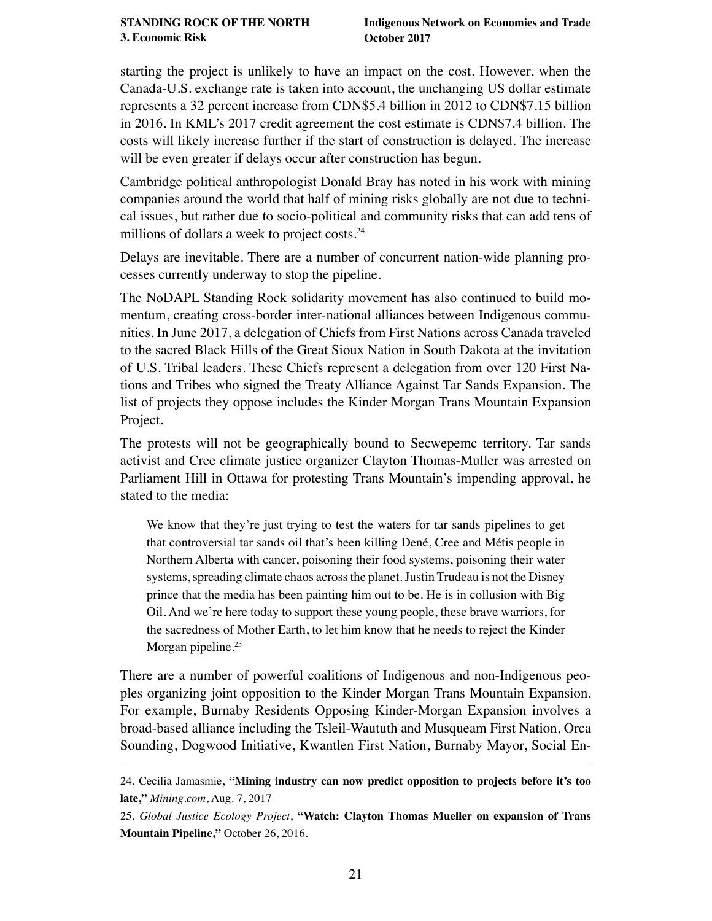starting the project is unlikely to have an impact on the cost. However, when the Canada-U.S. exchange rate is taken into account, the unchanging US dollar estimate represents a 32 percent increase from CDN$5.4 billion in 2012 to CDN$7.15 billion in 2016. In KML's 2017 credit agreement the cost estimate is CDN$7.4 billion. The costs will likely increase further if the start of construction is delayed. The increase will be even greater if delays occur after construction has begun.

Cambridge political anthropologist Donald Bray has noted in his work with mining companies around the world that half of mining risks globally are not due to technical issues, but rather due to socio-political and community risks that can add tens of millions of dollars a week to project costs.[24]

Delays are inevitable. There are a number of concurrent nation-wide planning processes currently underway to stop the pipeline.

The NoDAPL Standing Rock solidarity movement has also continued to build momentum, creating cross-border inter-national alliances between Indigenous communities. In June 2017, a delegation of Chiefs from First Nations across Canada traveled to the sacred Black Hills of the Great Sioux Nation in South Dakota at the invitation of U.S. Tribal leaders. These Chiefs represent a delegation from over 120 First Nations and Tribes who signed the Treaty Alliance Against Tar Sands Expansion. The list of projects they oppose includes the Kinder Morgan Trans Mountain Expansion Project.

The protests will not be geographically bound to Secwepemc territory. Tar sands activist and Cree climate justice organizer Clayton Thomas-Muller was arrested on Parliament Hill in Ottawa for protesting Trans Mountain's impending approval, he stated to the media:

> We know that they're just trying to test the waters for tar sands pipelines to get that controversial tar sands oil that's been killing Dené, Cree and Métis people in Northern Alberta with cancer, poisoning their food systems, poisoning their water systems, spreading climate chaos across the planet. Justin Trudeau is not the Disney prince that the media has been painting him out to be. He is in collusion with Big Oil. And we're here today to support these young people, these brave warriors, for the sacredness of Mother Earth, to let him know that he needs to reject the Kinder Morgan pipeline.[25]

There are a number of powerful coalitions of Indigenous and non-Indigenous peoples organizing joint opposition to the Kinder Morgan Trans Mountain Expansion. For example, Burnaby Residents Opposing Kinder-Morgan Expansion involves a broad-based alliance including the Tsleil-Waututh and Musqueam First Nation, Orca Sounding, Dogwood Initiative, Kwantlen First Nation, Burnaby Mayor, Social En-

---

24. Cecilia Jamasmie, **"Mining industry can now predict opposition to projects before it's too late,"** *Mining.com*, Aug. 7, 2017

25. *Global Justice Ecology Project*, **"Watch: Clayton Thomas Mueller on expansion of Trans Mountain Pipeline,"** October 26, 2016.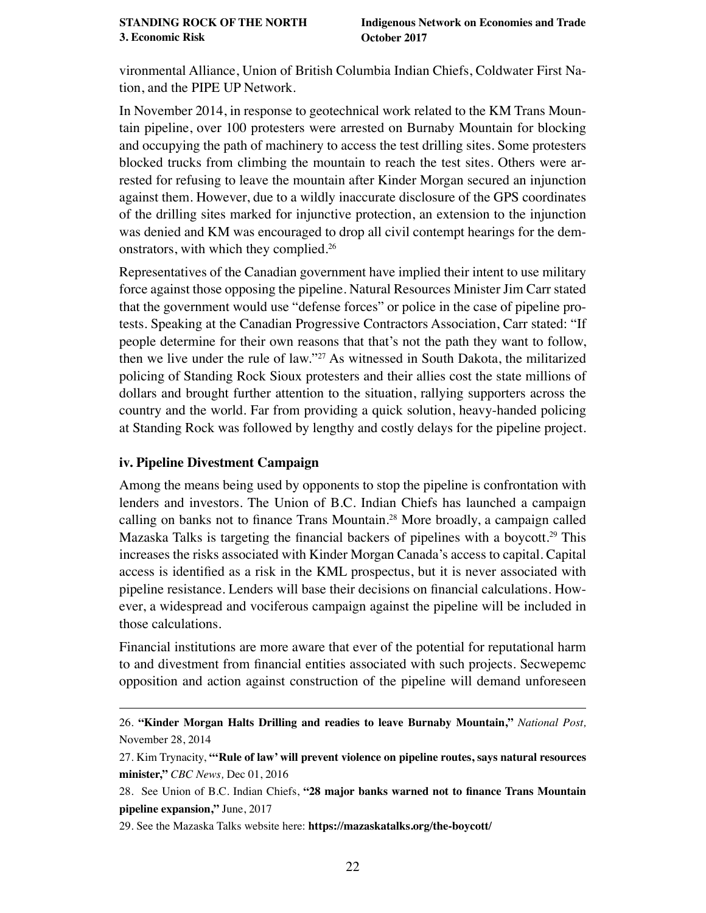vironmental Alliance, Union of British Columbia Indian Chiefs, Coldwater First Nation, and the PIPE UP Network.

In November 2014, in response to geotechnical work related to the KM Trans Mountain pipeline, over 100 protesters were arrested on Burnaby Mountain for blocking and occupying the path of machinery to access the test drilling sites. Some protesters blocked trucks from climbing the mountain to reach the test sites. Others were arrested for refusing to leave the mountain after Kinder Morgan secured an injunction against them. However, due to a wildly inaccurate disclosure of the GPS coordinates of the drilling sites marked for injunctive protection, an extension to the injunction was denied and KM was encouraged to drop all civil contempt hearings for the demonstrators, with which they complied.[26]

Representatives of the Canadian government have implied their intent to use military force against those opposing the pipeline. Natural Resources Minister Jim Carr stated that the government would use "defense forces" or police in the case of pipeline protests. Speaking at the Canadian Progressive Contractors Association, Carr stated: "If people determine for their own reasons that that's not the path they want to follow, then we live under the rule of law."[27] As witnessed in South Dakota, the militarized policing of Standing Rock Sioux protesters and their allies cost the state millions of dollars and brought further attention to the situation, rallying supporters across the country and the world. Far from providing a quick solution, heavy-handed policing at Standing Rock was followed by lengthy and costly delays for the pipeline project.

### iv. Pipeline Divestment Campaign

Among the means being used by opponents to stop the pipeline is confrontation with lenders and investors. The Union of B.C. Indian Chiefs has launched a campaign calling on banks not to finance Trans Mountain.[28] More broadly, a campaign called Mazaska Talks is targeting the financial backers of pipelines with a boycott.[29] This increases the risks associated with Kinder Morgan Canada's access to capital. Capital access is identified as a risk in the KML prospectus, but it is never associated with pipeline resistance. Lenders will base their decisions on financial calculations. However, a widespread and vociferous campaign against the pipeline will be included in those calculations.

Financial institutions are more aware that ever of the potential for reputational harm to and divestment from financial entities associated with such projects. Secwepemc opposition and action against construction of the pipeline will demand unforeseen

---

26. **"Kinder Morgan Halts Drilling and readies to leave Burnaby Mountain,"** *National Post,* November 28, 2014

27. Kim Trynacity, **"'Rule of law' will prevent violence on pipeline routes, says natural resources minister,"** *CBC News,* Dec 01, 2016

28. See Union of B.C. Indian Chiefs, **"28 major banks warned not to finance Trans Mountain pipeline expansion,"** June, 2017

29. See the Mazaska Talks website here: **https://mazaskatalks.org/the-boycott/**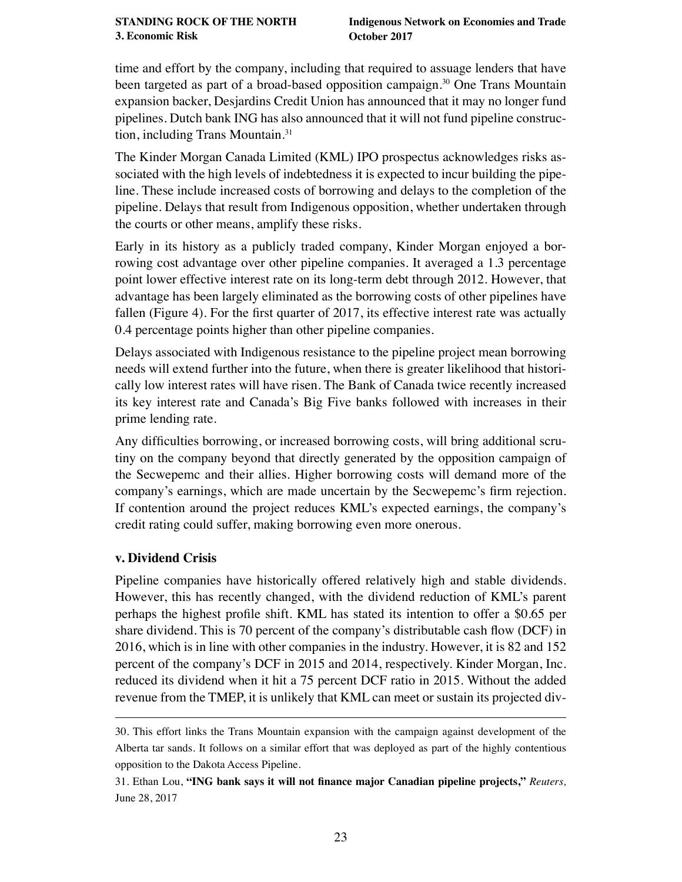time and effort by the company, including that required to assuage lenders that have been targeted as part of a broad-based opposition campaign.[30] One Trans Mountain expansion backer, Desjardins Credit Union has announced that it may no longer fund pipelines. Dutch bank ING has also announced that it will not fund pipeline construction, including Trans Mountain.[31]

The Kinder Morgan Canada Limited (KML) IPO prospectus acknowledges risks associated with the high levels of indebtedness it is expected to incur building the pipeline. These include increased costs of borrowing and delays to the completion of the pipeline. Delays that result from Indigenous opposition, whether undertaken through the courts or other means, amplify these risks.

Early in its history as a publicly traded company, Kinder Morgan enjoyed a borrowing cost advantage over other pipeline companies. It averaged a 1.3 percentage point lower effective interest rate on its long-term debt through 2012. However, that advantage has been largely eliminated as the borrowing costs of other pipelines have fallen (Figure 4). For the first quarter of 2017, its effective interest rate was actually 0.4 percentage points higher than other pipeline companies.

Delays associated with Indigenous resistance to the pipeline project mean borrowing needs will extend further into the future, when there is greater likelihood that historically low interest rates will have risen. The Bank of Canada twice recently increased its key interest rate and Canada's Big Five banks followed with increases in their prime lending rate.

Any difficulties borrowing, or increased borrowing costs, will bring additional scrutiny on the company beyond that directly generated by the opposition campaign of the Secwepemc and their allies. Higher borrowing costs will demand more of the company's earnings, which are made uncertain by the Secwepemc's firm rejection. If contention around the project reduces KML's expected earnings, the company's credit rating could suffer, making borrowing even more onerous.

### v. Dividend Crisis

Pipeline companies have historically offered relatively high and stable dividends. However, this has recently changed, with the dividend reduction of KML's parent perhaps the highest profile shift. KML has stated its intention to offer a $0.65 per share dividend. This is 70 percent of the company's distributable cash flow (DCF) in 2016, which is in line with other companies in the industry. However, it is 82 and 152 percent of the company's DCF in 2015 and 2014, respectively. Kinder Morgan, Inc. reduced its dividend when it hit a 75 percent DCF ratio in 2015. Without the added revenue from the TMEP, it is unlikely that KML can meet or sustain its projected div-

---

30. This effort links the Trans Mountain expansion with the campaign against development of the Alberta tar sands. It follows on a similar effort that was deployed as part of the highly contentious opposition to the Dakota Access Pipeline.

31. Ethan Lou, **"ING bank says it will not finance major Canadian pipeline projects,"** *Reuters,* June 28, 2017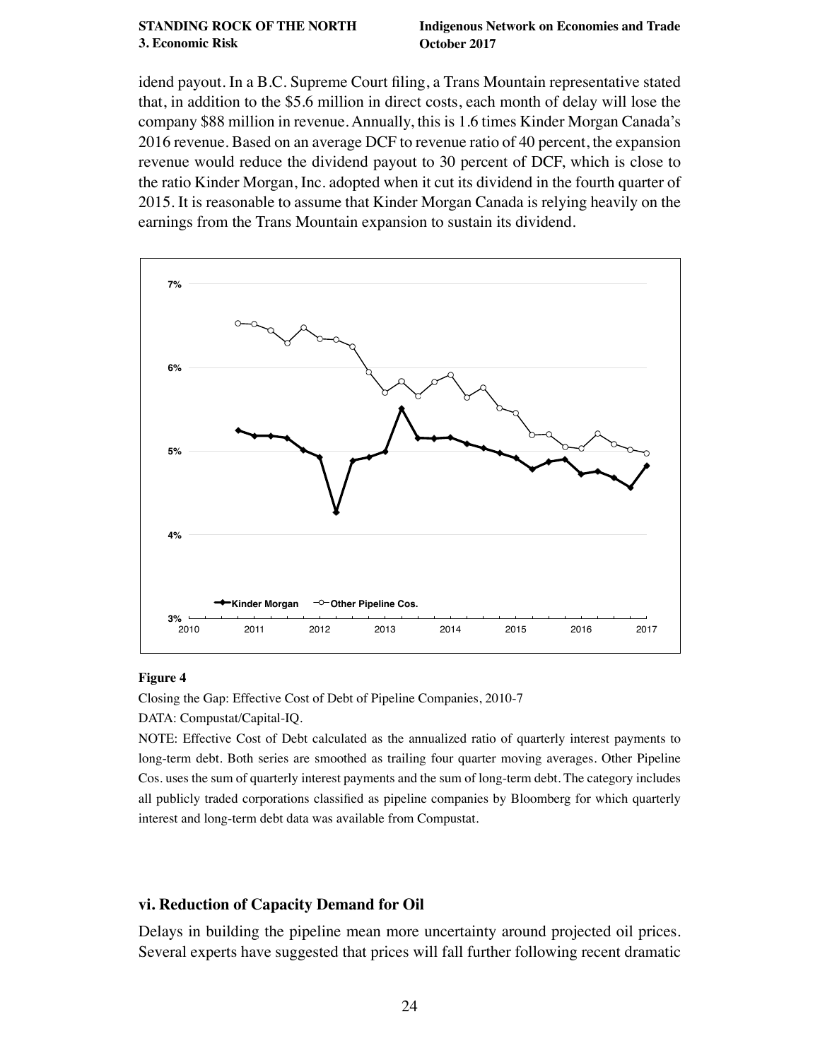idend payout. In a B.C. Supreme Court filing, a Trans Mountain representative stated that, in addition to the $5.6 million in direct costs, each month of delay will lose the company $88 million in revenue. Annually, this is 1.6 times Kinder Morgan Canada's 2016 revenue. Based on an average DCF to revenue ratio of 40 percent, the expansion revenue would reduce the dividend payout to 30 percent of DCF, which is close to the ratio Kinder Morgan, Inc. adopted when it cut its dividend in the fourth quarter of 2015. It is reasonable to assume that Kinder Morgan Canada is relying heavily on the earnings from the Trans Mountain expansion to sustain its dividend.

**Figure 4**

Closing the Gap: Effective Cost of Debt of Pipeline Companies, 2010-7

DATA: Compustat/Capital-IQ.

NOTE: Effective Cost of Debt calculated as the annualized ratio of quarterly interest payments to long-term debt. Both series are smoothed as trailing four quarter moving averages. Other Pipeline Cos. uses the sum of quarterly interest payments and the sum of long-term debt. The category includes all publicly traded corporations classified as pipeline companies by Bloomberg for which quarterly interest and long-term debt data was available from Compustat.

### vi. Reduction of Capacity Demand for Oil

Delays in building the pipeline mean more uncertainty around projected oil prices. Several experts have suggested that prices will fall further following recent dramatic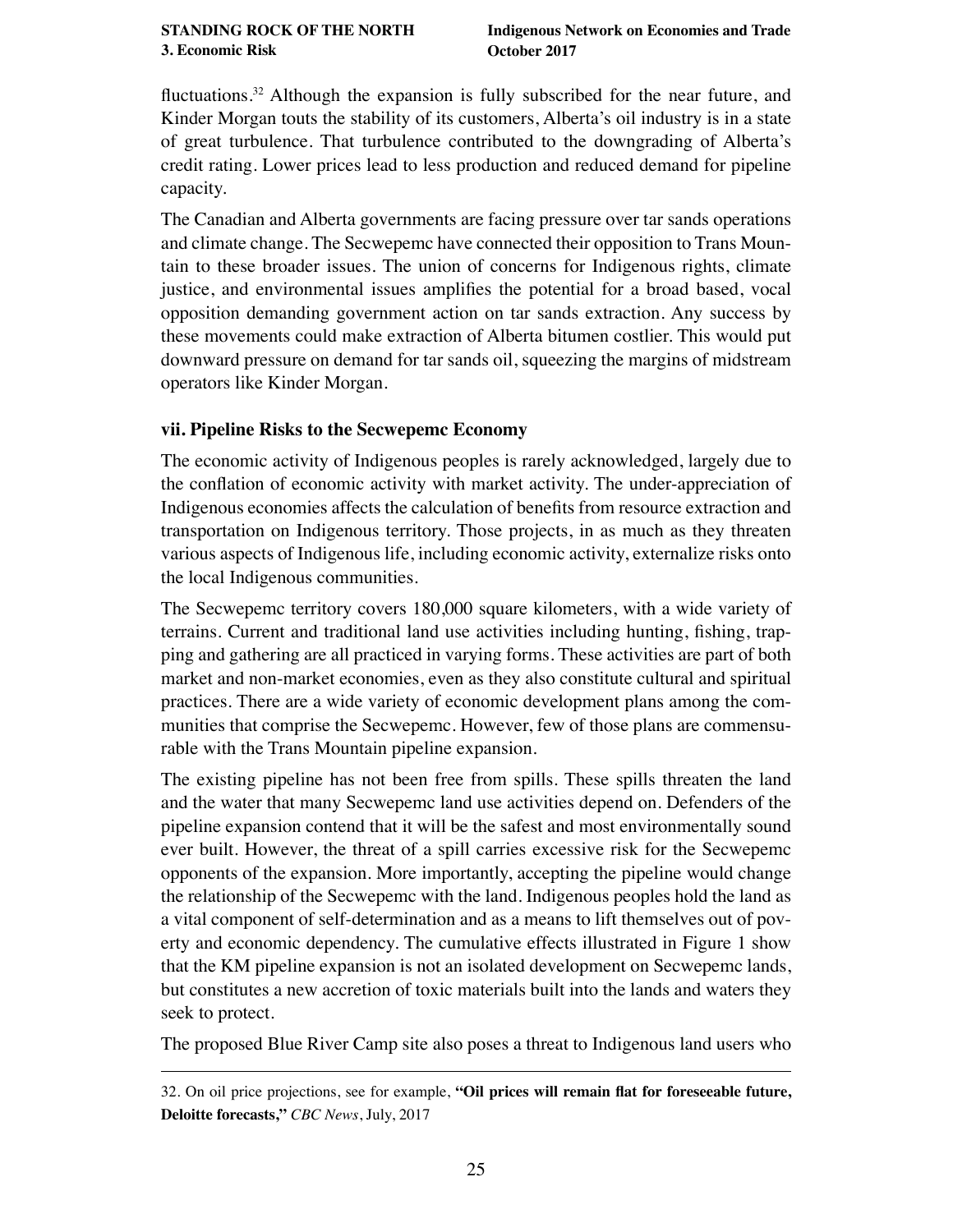fluctuations.[32] Although the expansion is fully subscribed for the near future, and Kinder Morgan touts the stability of its customers, Alberta's oil industry is in a state of great turbulence. That turbulence contributed to the downgrading of Alberta's credit rating. Lower prices lead to less production and reduced demand for pipeline capacity.

The Canadian and Alberta governments are facing pressure over tar sands operations and climate change. The Secwepemc have connected their opposition to Trans Mountain to these broader issues. The union of concerns for Indigenous rights, climate justice, and environmental issues amplifies the potential for a broad based, vocal opposition demanding government action on tar sands extraction. Any success by these movements could make extraction of Alberta bitumen costlier. This would put downward pressure on demand for tar sands oil, squeezing the margins of midstream operators like Kinder Morgan.

### vii. Pipeline Risks to the Secwepemc Economy

The economic activity of Indigenous peoples is rarely acknowledged, largely due to the conflation of economic activity with market activity. The under-appreciation of Indigenous economies affects the calculation of benefits from resource extraction and transportation on Indigenous territory. Those projects, in as much as they threaten various aspects of Indigenous life, including economic activity, externalize risks onto the local Indigenous communities.

The Secwepemc territory covers 180,000 square kilometers, with a wide variety of terrains. Current and traditional land use activities including hunting, fishing, trapping and gathering are all practiced in varying forms. These activities are part of both market and non-market economies, even as they also constitute cultural and spiritual practices. There are a wide variety of economic development plans among the communities that comprise the Secwepemc. However, few of those plans are commensurable with the Trans Mountain pipeline expansion.

The existing pipeline has not been free from spills. These spills threaten the land and the water that many Secwepemc land use activities depend on. Defenders of the pipeline expansion contend that it will be the safest and most environmentally sound ever built. However, the threat of a spill carries excessive risk for the Secwepemc opponents of the expansion. More importantly, accepting the pipeline would change the relationship of the Secwepemc with the land. Indigenous peoples hold the land as a vital component of self-determination and as a means to lift themselves out of poverty and economic dependency. The cumulative effects illustrated in Figure 1 show that the KM pipeline expansion is not an isolated development on Secwepemc lands, but constitutes a new accretion of toxic materials built into the lands and waters they seek to protect.

The proposed Blue River Camp site also poses a threat to Indigenous land users who

---

32. On oil price projections, see for example, **"Oil prices will remain flat for foreseeable future, Deloitte forecasts,"** *CBC News*, July, 2017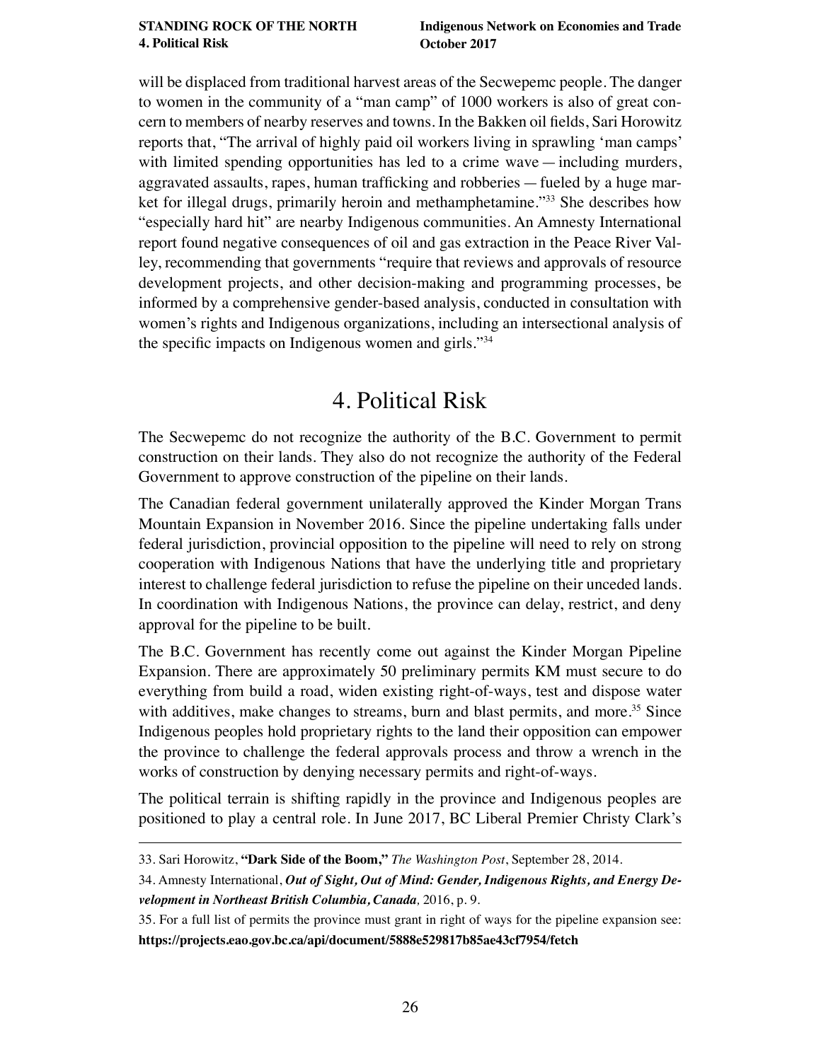will be displaced from traditional harvest areas of the Secwepemc people. The danger to women in the community of a "man camp" of 1000 workers is also of great concern to members of nearby reserves and towns. In the Bakken oil fields, Sari Horowitz reports that, "The arrival of highly paid oil workers living in sprawling 'man camps' with limited spending opportunities has led to a crime wave — including murders, aggravated assaults, rapes, human trafficking and robberies — fueled by a huge market for illegal drugs, primarily heroin and methamphetamine."[33] She describes how "especially hard hit" are nearby Indigenous communities. An Amnesty International report found negative consequences of oil and gas extraction in the Peace River Valley, recommending that governments "require that reviews and approvals of resource development projects, and other decision-making and programming processes, be informed by a comprehensive gender-based analysis, conducted in consultation with women's rights and Indigenous organizations, including an intersectional analysis of the specific impacts on Indigenous women and girls."[34]

# 4. Political Risk

The Secwepemc do not recognize the authority of the B.C. Government to permit construction on their lands. They also do not recognize the authority of the Federal Government to approve construction of the pipeline on their lands.

The Canadian federal government unilaterally approved the Kinder Morgan Trans Mountain Expansion in November 2016. Since the pipeline undertaking falls under federal jurisdiction, provincial opposition to the pipeline will need to rely on strong cooperation with Indigenous Nations that have the underlying title and proprietary interest to challenge federal jurisdiction to refuse the pipeline on their unceded lands. In coordination with Indigenous Nations, the province can delay, restrict, and deny approval for the pipeline to be built.

The B.C. Government has recently come out against the Kinder Morgan Pipeline Expansion. There are approximately 50 preliminary permits KM must secure to do everything from build a road, widen existing right-of-ways, test and dispose water with additives, make changes to streams, burn and blast permits, and more.[35] Since Indigenous peoples hold proprietary rights to the land their opposition can empower the province to challenge the federal approvals process and throw a wrench in the works of construction by denying necessary permits and right-of-ways.

The political terrain is shifting rapidly in the province and Indigenous peoples are positioned to play a central role. In June 2017, BC Liberal Premier Christy Clark's

---

33. Sari Horowitz, **"Dark Side of the Boom,"** *The Washington Post*, September 28, 2014.

34. Amnesty International, ***Out of Sight, Out of Mind: Gender, Indigenous Rights, and Energy Development in Northeast British Columbia, Canada**,* 2016, p. 9.

35. For a full list of permits the province must grant in right of ways for the pipeline expansion see: **https://projects.eao.gov.bc.ca/api/document/5888e529817b85ae43cf7954/fetch**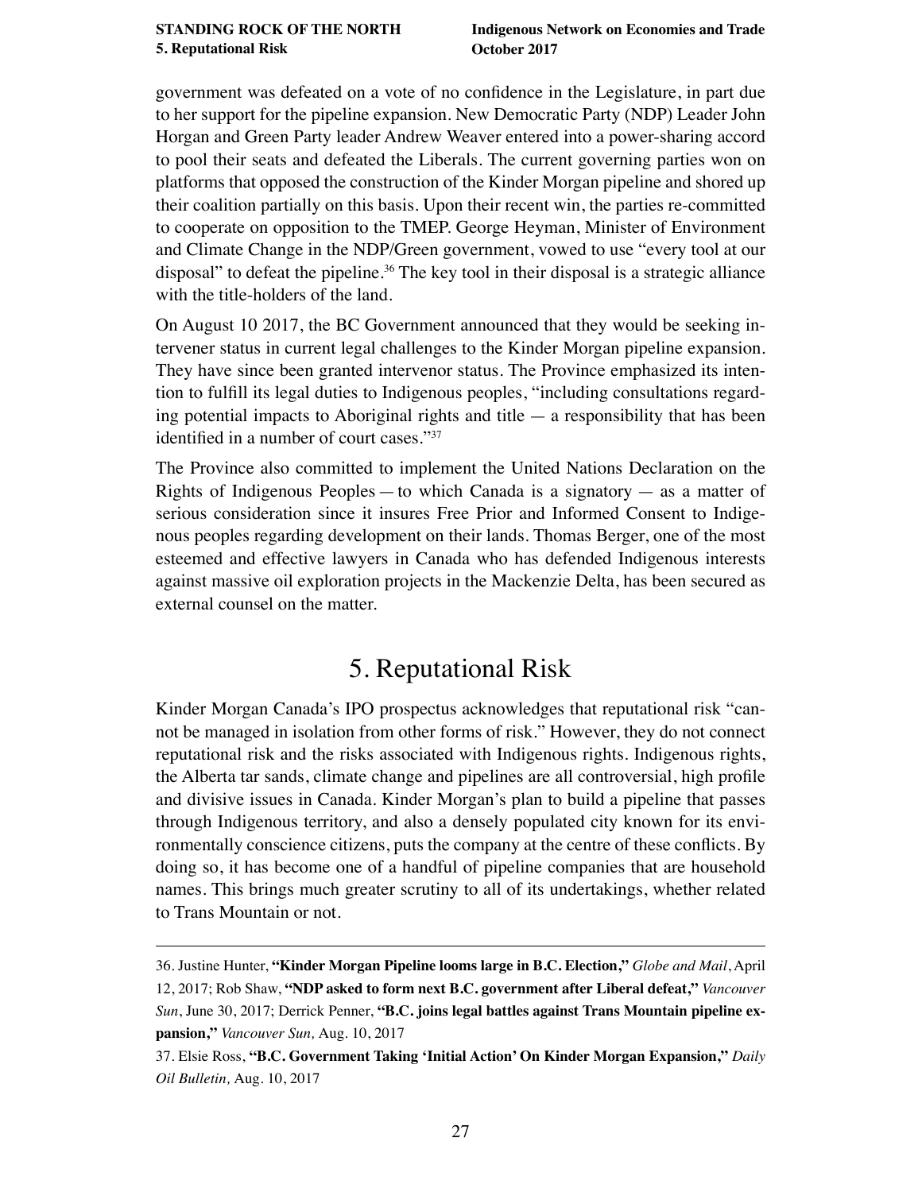government was defeated on a vote of no confidence in the Legislature, in part due to her support for the pipeline expansion. New Democratic Party (NDP) Leader John Horgan and Green Party leader Andrew Weaver entered into a power-sharing accord to pool their seats and defeated the Liberals. The current governing parties won on platforms that opposed the construction of the Kinder Morgan pipeline and shored up their coalition partially on this basis. Upon their recent win, the parties re-committed to cooperate on opposition to the TMEP. George Heyman, Minister of Environment and Climate Change in the NDP/Green government, vowed to use "every tool at our disposal" to defeat the pipeline.[36] The key tool in their disposal is a strategic alliance with the title-holders of the land.

On August 10 2017, the BC Government announced that they would be seeking intervener status in current legal challenges to the Kinder Morgan pipeline expansion. They have since been granted intervenor status. The Province emphasized its intention to fulfill its legal duties to Indigenous peoples, "including consultations regarding potential impacts to Aboriginal rights and title — a responsibility that has been identified in a number of court cases."[37]

The Province also committed to implement the United Nations Declaration on the Rights of Indigenous Peoples — to which Canada is a signatory — as a matter of serious consideration since it insures Free Prior and Informed Consent to Indigenous peoples regarding development on their lands. Thomas Berger, one of the most esteemed and effective lawyers in Canada who has defended Indigenous interests against massive oil exploration projects in the Mackenzie Delta, has been secured as external counsel on the matter.

# 5. Reputational Risk

Kinder Morgan Canada's IPO prospectus acknowledges that reputational risk "cannot be managed in isolation from other forms of risk." However, they do not connect reputational risk and the risks associated with Indigenous rights. Indigenous rights, the Alberta tar sands, climate change and pipelines are all controversial, high profile and divisive issues in Canada. Kinder Morgan's plan to build a pipeline that passes through Indigenous territory, and also a densely populated city known for its environmentally conscience citizens, puts the company at the centre of these conflicts. By doing so, it has become one of a handful of pipeline companies that are household names. This brings much greater scrutiny to all of its undertakings, whether related to Trans Mountain or not.

---

36. Justine Hunter, **"Kinder Morgan Pipeline looms large in B.C. Election,"** *Globe and Mail*, April 12, 2017; Rob Shaw, **"NDP asked to form next B.C. government after Liberal defeat,"** *Vancouver Sun*, June 30, 2017; Derrick Penner, **"B.C. joins legal battles against Trans Mountain pipeline expansion,"** *Vancouver Sun,* Aug. 10, 2017

37. Elsie Ross, **"B.C. Government Taking 'Initial Action' On Kinder Morgan Expansion,"** *Daily Oil Bulletin,* Aug. 10, 2017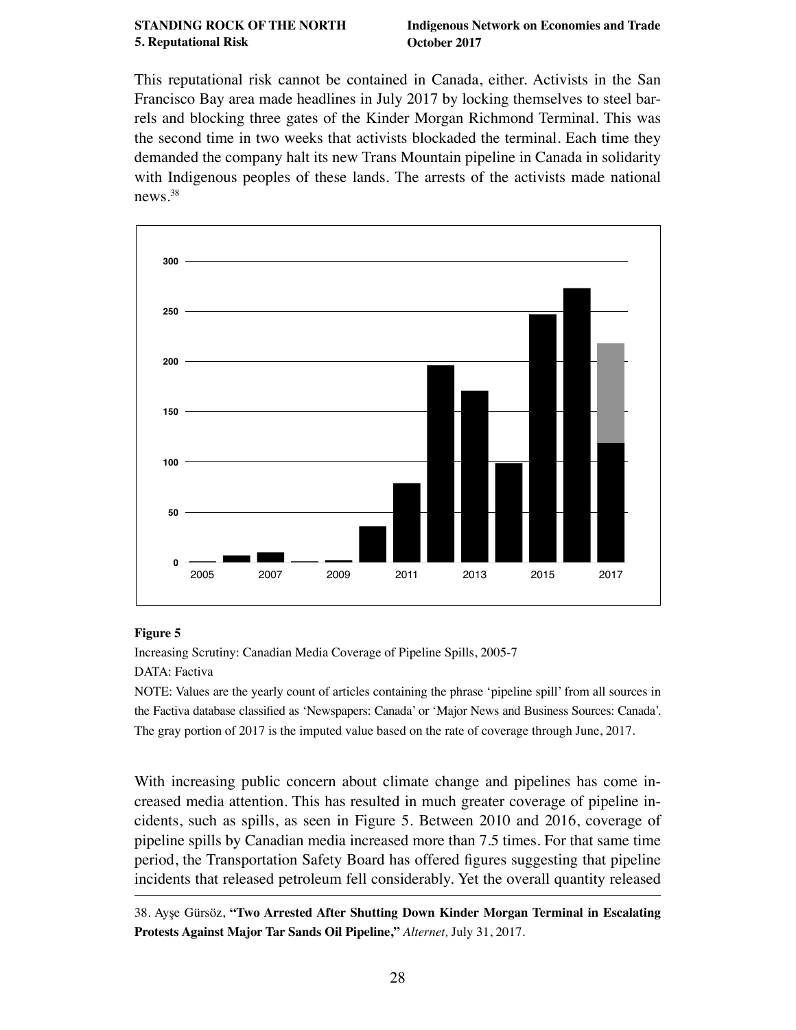This reputational risk cannot be contained in Canada, either. Activists in the San Francisco Bay area made headlines in July 2017 by locking themselves to steel barrels and blocking three gates of the Kinder Morgan Richmond Terminal. This was the second time in two weeks that activists blockaded the terminal. Each time they demanded the company halt its new Trans Mountain pipeline in Canada in solidarity with Indigenous peoples of these lands. The arrests of the activists made national news.[38]

**Figure 5**

Increasing Scrutiny: Canadian Media Coverage of Pipeline Spills, 2005-7

DATA: Factiva

NOTE: Values are the yearly count of articles containing the phrase 'pipeline spill' from all sources in the Factiva database classified as 'Newspapers: Canada' or 'Major News and Business Sources: Canada'. The gray portion of 2017 is the imputed value based on the rate of coverage through June, 2017.

With increasing public concern about climate change and pipelines has come increased media attention. This has resulted in much greater coverage of pipeline incidents, such as spills, as seen in Figure 5. Between 2010 and 2016, coverage of pipeline spills by Canadian media increased more than 7.5 times. For that same time period, the Transportation Safety Board has offered figures suggesting that pipeline incidents that released petroleum fell considerably. Yet the overall quantity released

38. Ayşe Gürsöz, **"Two Arrested After Shutting Down Kinder Morgan Terminal in Escalating Protests Against Major Tar Sands Oil Pipeline,"** *Alternet,* July 31, 2017.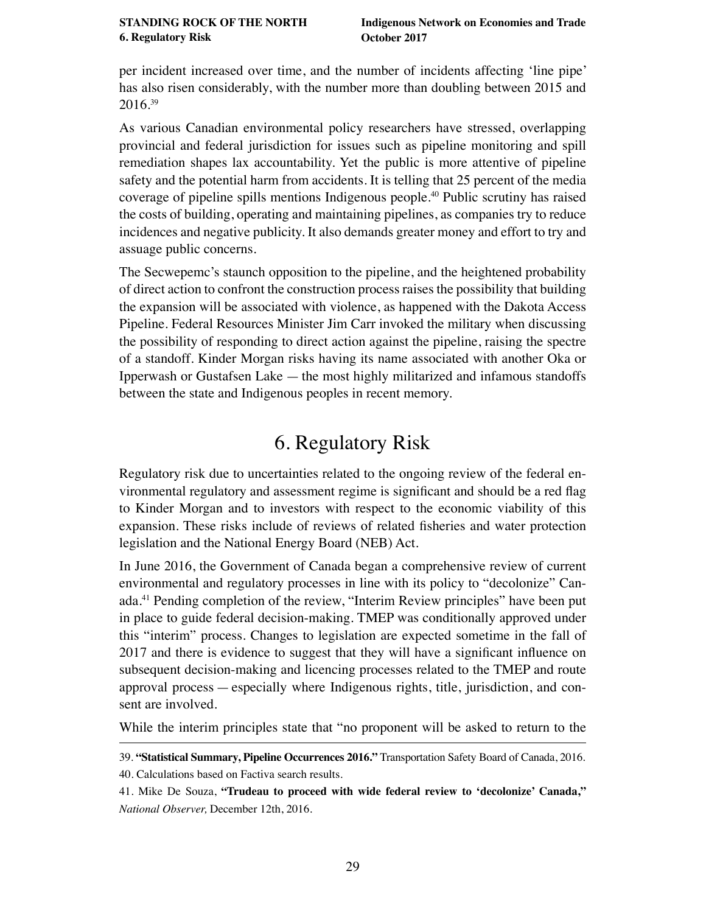per incident increased over time, and the number of incidents affecting 'line pipe' has also risen considerably, with the number more than doubling between 2015 and 2016.[39]

As various Canadian environmental policy researchers have stressed, overlapping provincial and federal jurisdiction for issues such as pipeline monitoring and spill remediation shapes lax accountability. Yet the public is more attentive of pipeline safety and the potential harm from accidents. It is telling that 25 percent of the media coverage of pipeline spills mentions Indigenous people.[40] Public scrutiny has raised the costs of building, operating and maintaining pipelines, as companies try to reduce incidences and negative publicity. It also demands greater money and effort to try and assuage public concerns.

The Secwepemc's staunch opposition to the pipeline, and the heightened probability of direct action to confront the construction process raises the possibility that building the expansion will be associated with violence, as happened with the Dakota Access Pipeline. Federal Resources Minister Jim Carr invoked the military when discussing the possibility of responding to direct action against the pipeline, raising the spectre of a standoff. Kinder Morgan risks having its name associated with another Oka or Ipperwash or Gustafsen Lake — the most highly militarized and infamous standoffs between the state and Indigenous peoples in recent memory.

# 6. Regulatory Risk

Regulatory risk due to uncertainties related to the ongoing review of the federal environmental regulatory and assessment regime is significant and should be a red flag to Kinder Morgan and to investors with respect to the economic viability of this expansion. These risks include of reviews of related fisheries and water protection legislation and the National Energy Board (NEB) Act.

In June 2016, the Government of Canada began a comprehensive review of current environmental and regulatory processes in line with its policy to "decolonize" Canada.[41] Pending completion of the review, "Interim Review principles" have been put in place to guide federal decision-making. TMEP was conditionally approved under this "interim" process. Changes to legislation are expected sometime in the fall of 2017 and there is evidence to suggest that they will have a significant influence on subsequent decision-making and licencing processes related to the TMEP and route approval process — especially where Indigenous rights, title, jurisdiction, and consent are involved.

While the interim principles state that "no proponent will be asked to return to the

---

39. **"Statistical Summary, Pipeline Occurrences 2016."** Transportation Safety Board of Canada, 2016.

40. Calculations based on Factiva search results.

41. Mike De Souza, **"Trudeau to proceed with wide federal review to 'decolonize' Canada,"** *National Observer,* December 12th, 2016.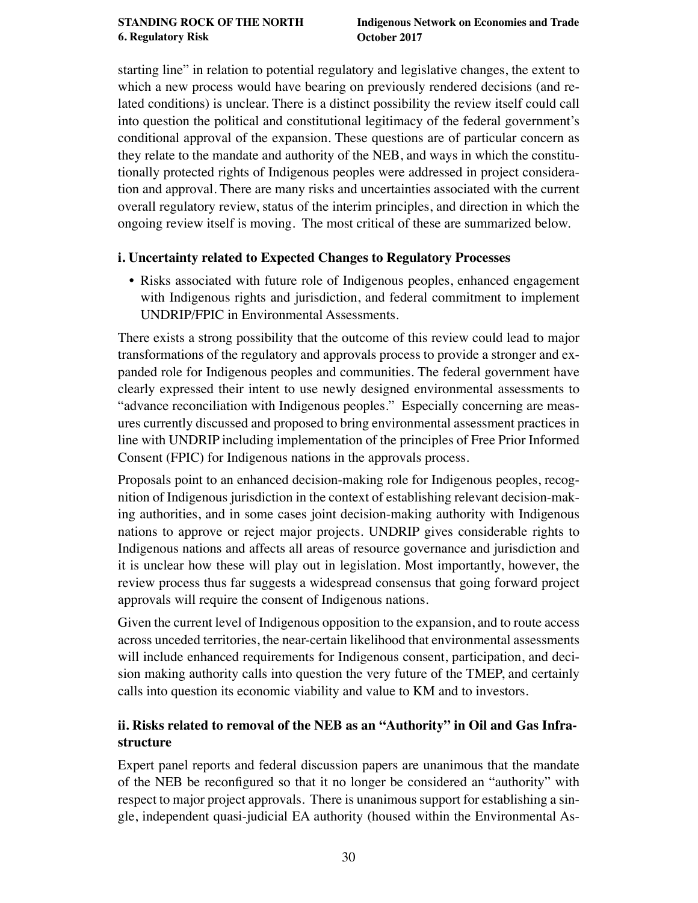starting line" in relation to potential regulatory and legislative changes, the extent to which a new process would have bearing on previously rendered decisions (and related conditions) is unclear. There is a distinct possibility the review itself could call into question the political and constitutional legitimacy of the federal government's conditional approval of the expansion. These questions are of particular concern as they relate to the mandate and authority of the NEB, and ways in which the constitutionally protected rights of Indigenous peoples were addressed in project consideration and approval. There are many risks and uncertainties associated with the current overall regulatory review, status of the interim principles, and direction in which the ongoing review itself is moving. The most critical of these are summarized below.

### i. Uncertainty related to Expected Changes to Regulatory Processes

- Risks associated with future role of Indigenous peoples, enhanced engagement with Indigenous rights and jurisdiction, and federal commitment to implement UNDRIP/FPIC in Environmental Assessments.

There exists a strong possibility that the outcome of this review could lead to major transformations of the regulatory and approvals process to provide a stronger and expanded role for Indigenous peoples and communities. The federal government have clearly expressed their intent to use newly designed environmental assessments to "advance reconciliation with Indigenous peoples." Especially concerning are measures currently discussed and proposed to bring environmental assessment practices in line with UNDRIP including implementation of the principles of Free Prior Informed Consent (FPIC) for Indigenous nations in the approvals process.

Proposals point to an enhanced decision-making role for Indigenous peoples, recognition of Indigenous jurisdiction in the context of establishing relevant decision-making authorities, and in some cases joint decision-making authority with Indigenous nations to approve or reject major projects. UNDRIP gives considerable rights to Indigenous nations and affects all areas of resource governance and jurisdiction and it is unclear how these will play out in legislation. Most importantly, however, the review process thus far suggests a widespread consensus that going forward project approvals will require the consent of Indigenous nations.

Given the current level of Indigenous opposition to the expansion, and to route access across unceded territories, the near-certain likelihood that environmental assessments will include enhanced requirements for Indigenous consent, participation, and decision making authority calls into question the very future of the TMEP, and certainly calls into question its economic viability and value to KM and to investors.

### ii. Risks related to removal of the NEB as an "Authority" in Oil and Gas Infrastructure

Expert panel reports and federal discussion papers are unanimous that the mandate of the NEB be reconfigured so that it no longer be considered an "authority" with respect to major project approvals. There is unanimous support for establishing a single, independent quasi-judicial EA authority (housed within the Environmental As-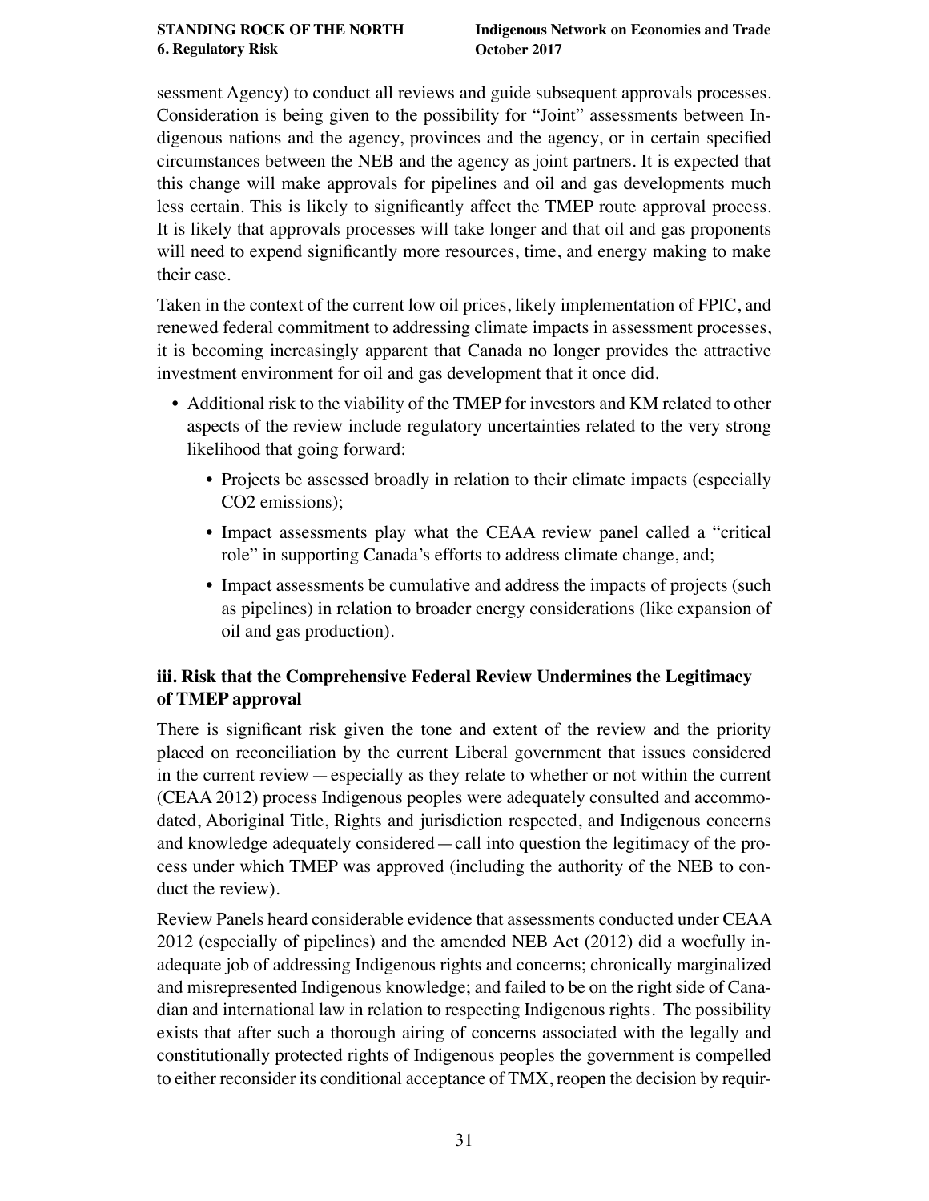sessment Agency) to conduct all reviews and guide subsequent approvals processes. Consideration is being given to the possibility for "Joint" assessments between Indigenous nations and the agency, provinces and the agency, or in certain specified circumstances between the NEB and the agency as joint partners. It is expected that this change will make approvals for pipelines and oil and gas developments much less certain. This is likely to significantly affect the TMEP route approval process. It is likely that approvals processes will take longer and that oil and gas proponents will need to expend significantly more resources, time, and energy making to make their case.

Taken in the context of the current low oil prices, likely implementation of FPIC, and renewed federal commitment to addressing climate impacts in assessment processes, it is becoming increasingly apparent that Canada no longer provides the attractive investment environment for oil and gas development that it once did.

- Additional risk to the viability of the TMEP for investors and KM related to other aspects of the review include regulatory uncertainties related to the very strong likelihood that going forward:
  - Projects be assessed broadly in relation to their climate impacts (especially $CO_2$ emissions);
  - Impact assessments play what the CEAA review panel called a "critical role" in supporting Canada's efforts to address climate change, and;
  - Impact assessments be cumulative and address the impacts of projects (such as pipelines) in relation to broader energy considerations (like expansion of oil and gas production).

### iii. Risk that the Comprehensive Federal Review Undermines the Legitimacy of TMEP approval

There is significant risk given the tone and extent of the review and the priority placed on reconciliation by the current Liberal government that issues considered in the current review — especially as they relate to whether or not within the current (CEAA 2012) process Indigenous peoples were adequately consulted and accommodated, Aboriginal Title, Rights and jurisdiction respected, and Indigenous concerns and knowledge adequately considered — call into question the legitimacy of the process under which TMEP was approved (including the authority of the NEB to conduct the review).

Review Panels heard considerable evidence that assessments conducted under CEAA 2012 (especially of pipelines) and the amended NEB Act (2012) did a woefully inadequate job of addressing Indigenous rights and concerns; chronically marginalized and misrepresented Indigenous knowledge; and failed to be on the right side of Canadian and international law in relation to respecting Indigenous rights. The possibility exists that after such a thorough airing of concerns associated with the legally and constitutionally protected rights of Indigenous peoples the government is compelled to either reconsider its conditional acceptance of TMX, reopen the decision by requir-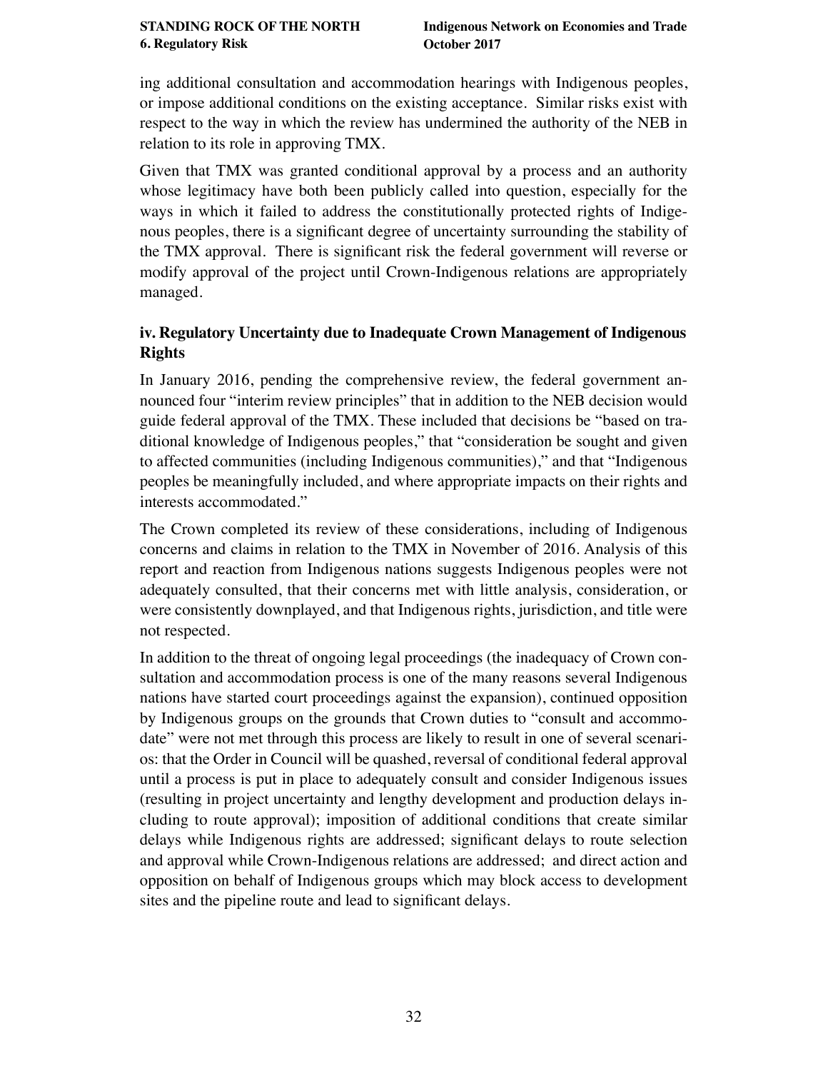ing additional consultation and accommodation hearings with Indigenous peoples, or impose additional conditions on the existing acceptance. Similar risks exist with respect to the way in which the review has undermined the authority of the NEB in relation to its role in approving TMX.

Given that TMX was granted conditional approval by a process and an authority whose legitimacy have both been publicly called into question, especially for the ways in which it failed to address the constitutionally protected rights of Indigenous peoples, there is a significant degree of uncertainty surrounding the stability of the TMX approval. There is significant risk the federal government will reverse or modify approval of the project until Crown-Indigenous relations are appropriately managed.

### iv. Regulatory Uncertainty due to Inadequate Crown Management of Indigenous Rights

In January 2016, pending the comprehensive review, the federal government announced four "interim review principles" that in addition to the NEB decision would guide federal approval of the TMX. These included that decisions be "based on traditional knowledge of Indigenous peoples," that "consideration be sought and given to affected communities (including Indigenous communities)," and that "Indigenous peoples be meaningfully included, and where appropriate impacts on their rights and interests accommodated."

The Crown completed its review of these considerations, including of Indigenous concerns and claims in relation to the TMX in November of 2016. Analysis of this report and reaction from Indigenous nations suggests Indigenous peoples were not adequately consulted, that their concerns met with little analysis, consideration, or were consistently downplayed, and that Indigenous rights, jurisdiction, and title were not respected.

In addition to the threat of ongoing legal proceedings (the inadequacy of Crown consultation and accommodation process is one of the many reasons several Indigenous nations have started court proceedings against the expansion), continued opposition by Indigenous groups on the grounds that Crown duties to "consult and accommodate" were not met through this process are likely to result in one of several scenarios: that the Order in Council will be quashed, reversal of conditional federal approval until a process is put in place to adequately consult and consider Indigenous issues (resulting in project uncertainty and lengthy development and production delays including to route approval); imposition of additional conditions that create similar delays while Indigenous rights are addressed; significant delays to route selection and approval while Crown-Indigenous relations are addressed; and direct action and opposition on behalf of Indigenous groups which may block access to development sites and the pipeline route and lead to significant delays.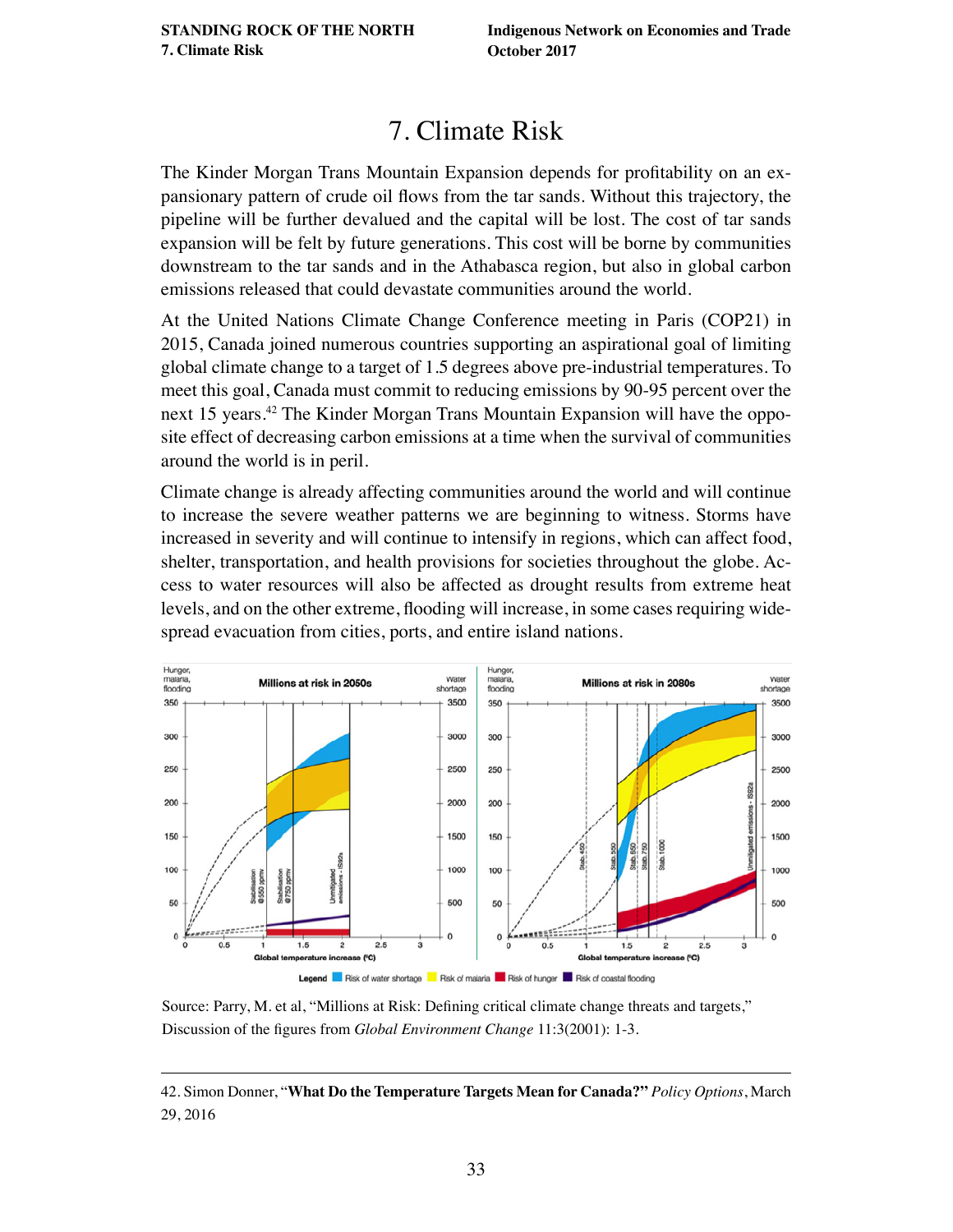# 7. Climate Risk

The Kinder Morgan Trans Mountain Expansion depends for profitability on an expansionary pattern of crude oil flows from the tar sands. Without this trajectory, the pipeline will be further devalued and the capital will be lost. The cost of tar sands expansion will be felt by future generations. This cost will be borne by communities downstream to the tar sands and in the Athabasca region, but also in global carbon emissions released that could devastate communities around the world.

At the United Nations Climate Change Conference meeting in Paris (COP21) in 2015, Canada joined numerous countries supporting an aspirational goal of limiting global climate change to a target of 1.5 degrees above pre-industrial temperatures. To meet this goal, Canada must commit to reducing emissions by 90-95 percent over the next 15 years.[42] The Kinder Morgan Trans Mountain Expansion will have the opposite effect of decreasing carbon emissions at a time when the survival of communities around the world is in peril.

Climate change is already affecting communities around the world and will continue to increase the severe weather patterns we are beginning to witness. Storms have increased in severity and will continue to intensify in regions, which can affect food, shelter, transportation, and health provisions for societies throughout the globe. Access to water resources will also be affected as drought results from extreme heat levels, and on the other extreme, flooding will increase, in some cases requiring widespread evacuation from cities, ports, and entire island nations.

Source: Parry, M. et al, "Millions at Risk: Defining critical climate change threats and targets," Discussion of the figures from *Global Environment Change* 11:3(2001): 1-3.

---

42. Simon Donner, "**What Do the Temperature Targets Mean for Canada?**" *Policy Options*, March 29, 2016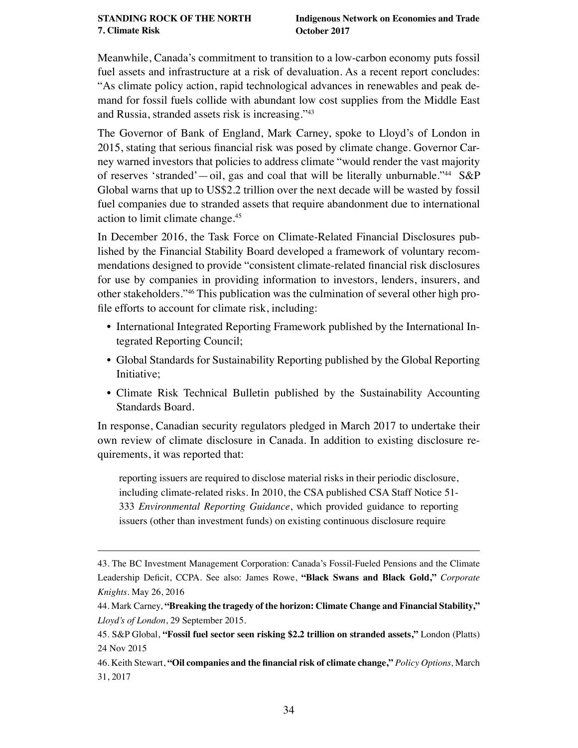Meanwhile, Canada's commitment to transition to a low-carbon economy puts fossil fuel assets and infrastructure at a risk of devaluation. As a recent report concludes: "As climate policy action, rapid technological advances in renewables and peak demand for fossil fuels collide with abundant low cost supplies from the Middle East and Russia, stranded assets risk is increasing."[43]

The Governor of Bank of England, Mark Carney, spoke to Lloyd's of London in 2015, stating that serious financial risk was posed by climate change. Governor Carney warned investors that policies to address climate "would render the vast majority of reserves 'stranded'—oil, gas and coal that will be literally unburnable."[44] S&P Global warns that up to US$2.2 trillion over the next decade will be wasted by fossil fuel companies due to stranded assets that require abandonment due to international action to limit climate change.[45]

In December 2016, the Task Force on Climate-Related Financial Disclosures published by the Financial Stability Board developed a framework of voluntary recommendations designed to provide "consistent climate-related financial risk disclosures for use by companies in providing information to investors, lenders, insurers, and other stakeholders."[46] This publication was the culmination of several other high profile efforts to account for climate risk, including:

- International Integrated Reporting Framework published by the International Integrated Reporting Council;
- Global Standards for Sustainability Reporting published by the Global Reporting Initiative;
- Climate Risk Technical Bulletin published by the Sustainability Accounting Standards Board.

In response, Canadian security regulators pledged in March 2017 to undertake their own review of climate disclosure in Canada. In addition to existing disclosure requirements, it was reported that:

> reporting issuers are required to disclose material risks in their periodic disclosure, including climate-related risks. In 2010, the CSA published CSA Staff Notice 51-333 *Environmental Reporting Guidance*, which provided guidance to reporting issuers (other than investment funds) on existing continuous disclosure require

---

43. The BC Investment Management Corporation: Canada's Fossil-Fueled Pensions and the Climate Leadership Deficit, CCPA. See also: James Rowe, **"Black Swans and Black Gold,"** *Corporate Knights*. May 26, 2016

44. Mark Carney, **"Breaking the tragedy of the horizon: Climate Change and Financial Stability,"** *Lloyd's of London*, 29 September 2015.

45. S&P Global, **"Fossil fuel sector seen risking $2.2 trillion on stranded assets,"** London (Platts) 24 Nov 2015

46. Keith Stewart, **"Oil companies and the financial risk of climate change,"** *Policy Options,* March 31, 2017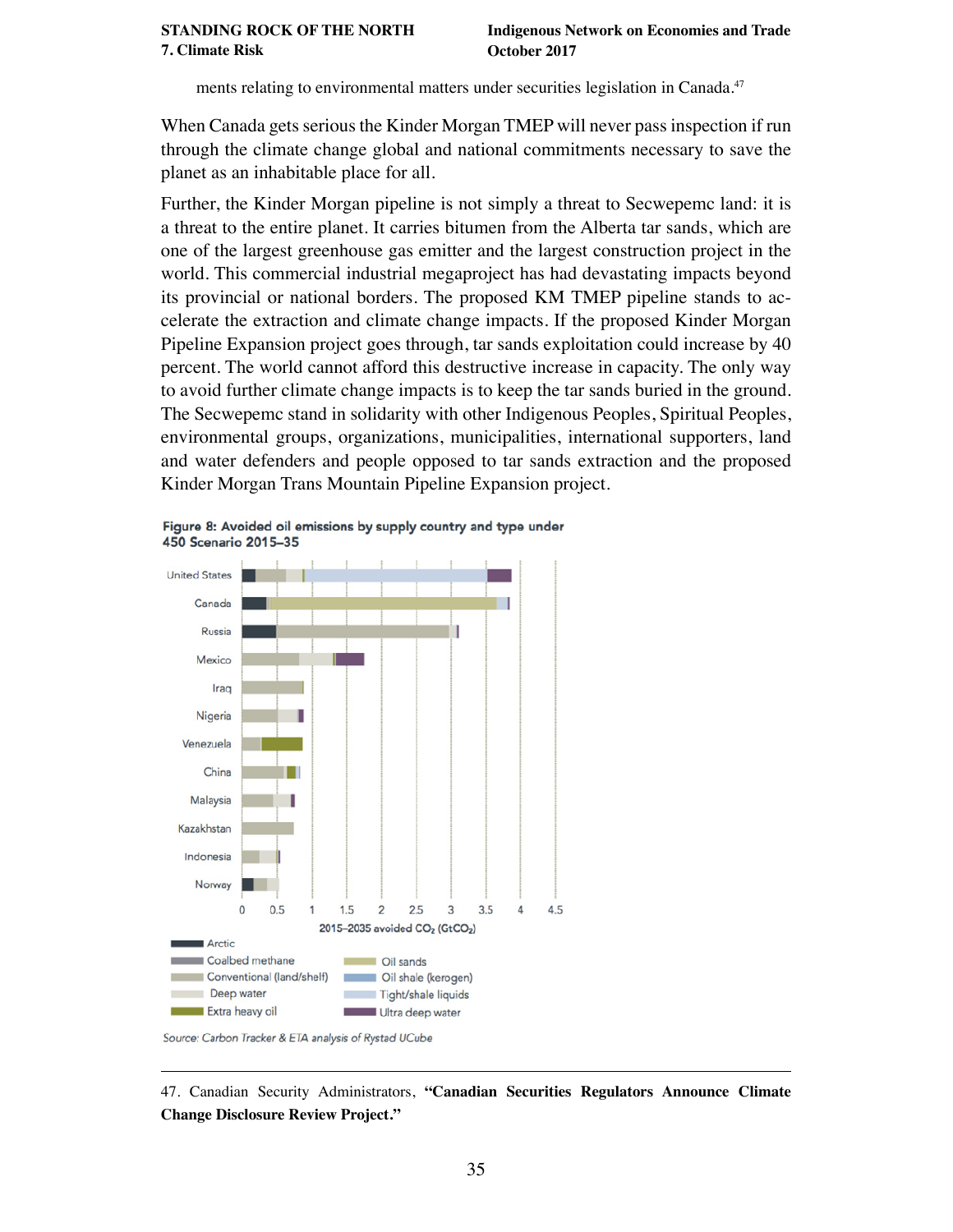ments relating to environmental matters under securities legislation in Canada.[47]

When Canada gets serious the Kinder Morgan TMEP will never pass inspection if run through the climate change global and national commitments necessary to save the planet as an inhabitable place for all.

Further, the Kinder Morgan pipeline is not simply a threat to Secwepemc land: it is a threat to the entire planet. It carries bitumen from the Alberta tar sands, which are one of the largest greenhouse gas emitter and the largest construction project in the world. This commercial industrial megaproject has had devastating impacts beyond its provincial or national borders. The proposed KM TMEP pipeline stands to accelerate the extraction and climate change impacts. If the proposed Kinder Morgan Pipeline Expansion project goes through, tar sands exploitation could increase by 40 percent. The world cannot afford this destructive increase in capacity. The only way to avoid further climate change impacts is to keep the tar sands buried in the ground. The Secwepemc stand in solidarity with other Indigenous Peoples, Spiritual Peoples, environmental groups, organizations, municipalities, international supporters, land and water defenders and people opposed to tar sands extraction and the proposed Kinder Morgan Trans Mountain Pipeline Expansion project.

**Figure 8: Avoided oil emissions by supply country and type under 450 Scenario 2015–35**

United States
Canada
Russia
Mexico
Iraq
Nigeria
Venezuela
China
Malaysia
Kazakhstan
Indonesia
Norway

0 0.5 1 1.5 2 2.5 3 3.5 4 4.5

2015–2035 avoided $CO_2$ ($GtCO_2$)

Arctic
Coalbed methane
Conventional (land/shelf)
Deep water
Extra heavy oil
Oil sands
Oil shale (kerogen)
Tight/shale liquids
Ultra deep water

*Source: Carbon Tracker & ETA analysis of Rystad UCube*

---

47. Canadian Security Administrators, **"Canadian Securities Regulators Announce Climate Change Disclosure Review Project."**